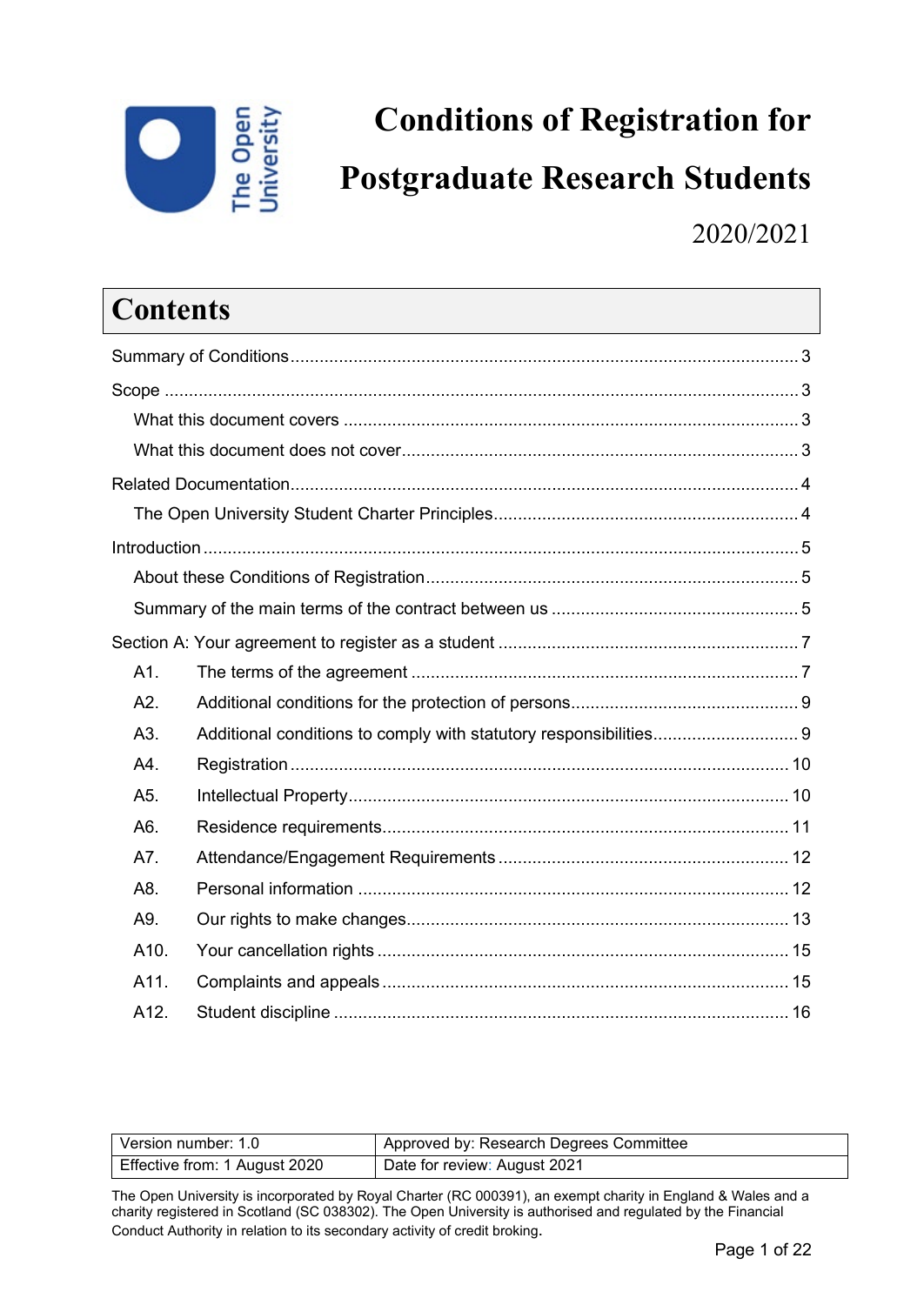# Conditions of Registration for Postgraduate Research Students

2020/2021

## Contents

Summary of Conditions ..... 3

Scope ..... 3

- What this document covers ..... 3
- What this document does not cover ..... 3

Related Documentation ..... 4

- The Open University Student Charter Principles ..... 4

Introduction ..... 5

- About these Conditions of Registration ..... 5
- Summary of the main terms of the contract between us ..... 5

Section A: Your agreement to register as a student ..... 7

- A1. The terms of the agreement ..... 7
- A2. Additional conditions for the protection of persons ..... 9
- A3. Additional conditions to comply with statutory responsibilities ..... 9
- A4. Registration ..... 10
- A5. Intellectual Property ..... 10
- A6. Residence requirements ..... 11
- A7. Attendance/Engagement Requirements ..... 12
- A8. Personal information ..... 12
- A9. Our rights to make changes ..... 13
- A10. Your cancellation rights ..... 15
- A11. Complaints and appeals ..... 15
- A12. Student discipline ..... 16

| Version number: 1.0 | Approved by: Research Degrees Committee |
| --- | --- |
| Effective from: 1 August 2020 | Date for review: August 2021 |

The Open University is incorporated by Royal Charter (RC 000391), an exempt charity in England & Wales and a charity registered in Scotland (SC 038302). The Open University is authorised and regulated by the Financial Conduct Authority in relation to its secondary activity of credit broking.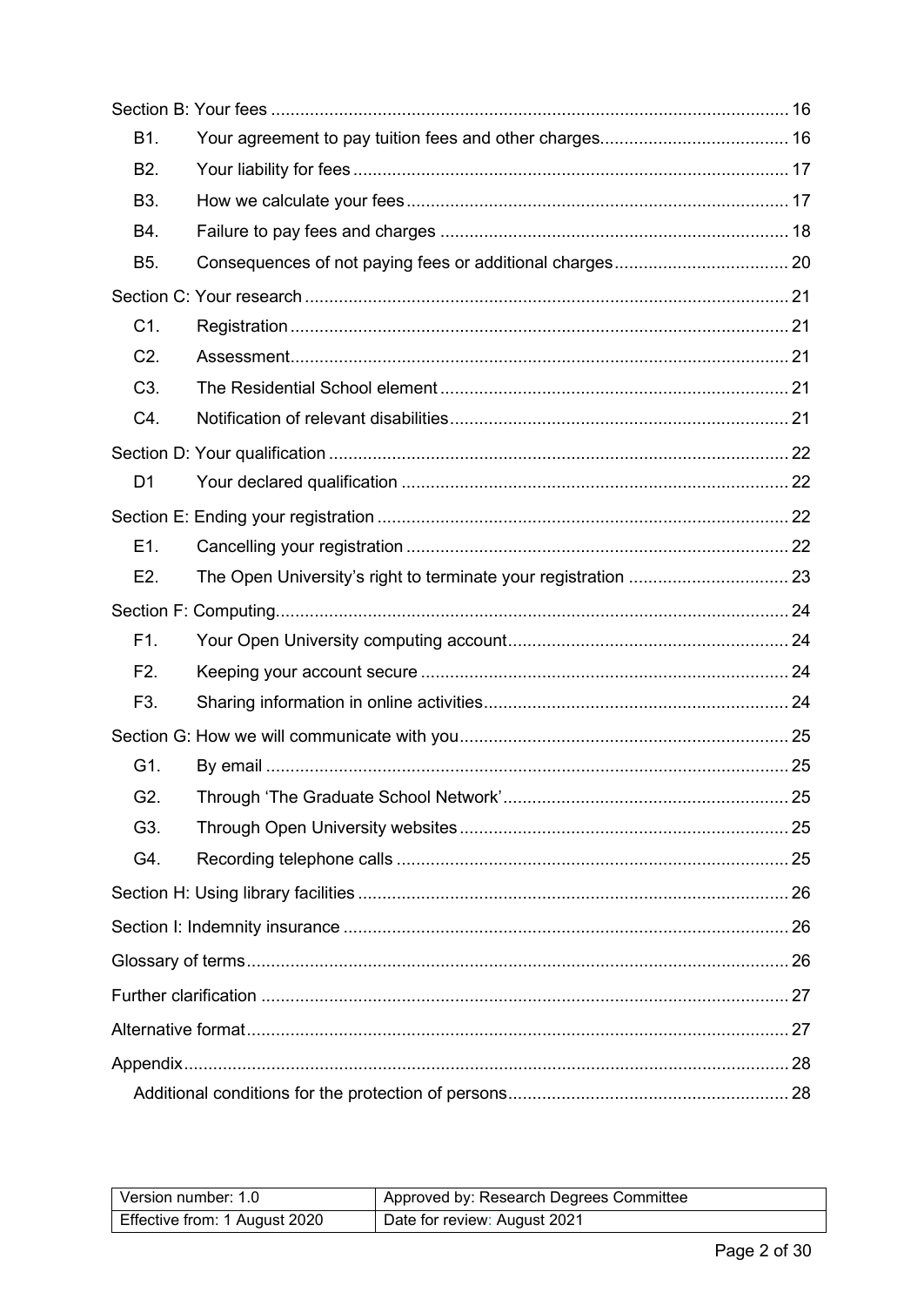Section B: Your fees ........................................................................................................ 16

- B1. Your agreement to pay tuition fees and other charges....................................... 16
- B2. Your liability for fees ......................................................................................... 17
- B3. How we calculate your fees............................................................................... 17
- B4. Failure to pay fees and charges ........................................................................ 18
- B5. Consequences of not paying fees or additional charges.................................... 20

Section C: Your research .................................................................................................. 21

- C1. Registration ...................................................................................................... 21
- C2. Assessment....................................................................................................... 21
- C3. The Residential School element ....................................................................... 21
- C4. Notification of relevant disabilities...................................................................... 21

Section D: Your qualification ............................................................................................. 22

- D1 Your declared qualification ................................................................................ 22

Section E: Ending your registration .................................................................................... 22

- E1. Cancelling your registration .............................................................................. 22
- E2. The Open University's right to terminate your registration ................................. 23

Section F: Computing......................................................................................................... 24

- F1. Your Open University computing account.......................................................... 24
- F2. Keeping your account secure ............................................................................ 24
- F3. Sharing information in online activities............................................................... 24

Section G: How we will communicate with you.................................................................... 25

- G1. By email ........................................................................................................... 25
- G2. Through 'The Graduate School Network'........................................................... 25
- G3. Through Open University websites.................................................................... 25
- G4. Recording telephone calls ................................................................................. 25

Section H: Using library facilities ........................................................................................ 26

Section I: Indemnity insurance ........................................................................................... 26

Glossary of terms.............................................................................................................. 26

Further clarification ............................................................................................................ 27

Alternative format............................................................................................................... 27

Appendix............................................................................................................................ 28

- Additional conditions for the protection of persons.......................................................... 28

| Version number: 1.0 | Approved by: Research Degrees Committee |
|---|---|
| Effective from: 1 August 2020 | Date for review: August 2021 |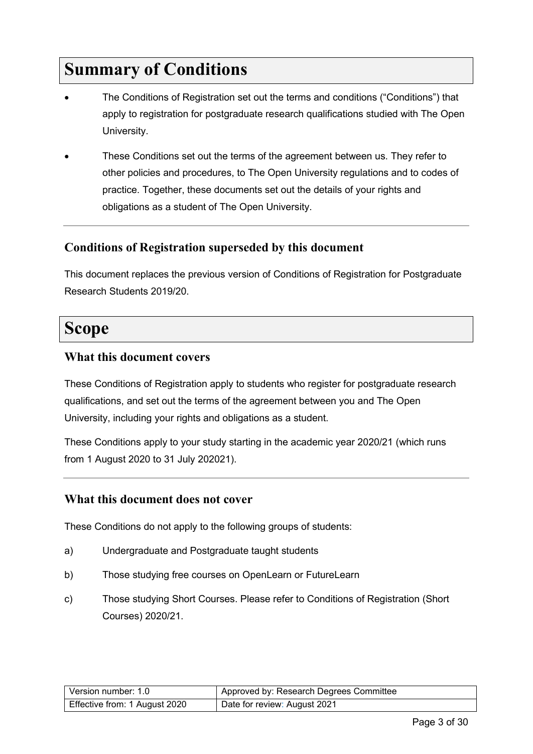# Summary of Conditions

- The Conditions of Registration set out the terms and conditions ("Conditions") that apply to registration for postgraduate research qualifications studied with The Open University.
- These Conditions set out the terms of the agreement between us. They refer to other policies and procedures, to The Open University regulations and to codes of practice. Together, these documents set out the details of your rights and obligations as a student of The Open University.

## Conditions of Registration superseded by this document

This document replaces the previous version of Conditions of Registration for Postgraduate Research Students 2019/20.

# Scope

## What this document covers

These Conditions of Registration apply to students who register for postgraduate research qualifications, and set out the terms of the agreement between you and The Open University, including your rights and obligations as a student.

These Conditions apply to your study starting in the academic year 2020/21 (which runs from 1 August 2020 to 31 July 202021).

## What this document does not cover

These Conditions do not apply to the following groups of students:

a) Undergraduate and Postgraduate taught students

b) Those studying free courses on OpenLearn or FutureLearn

c) Those studying Short Courses. Please refer to Conditions of Registration (Short Courses) 2020/21.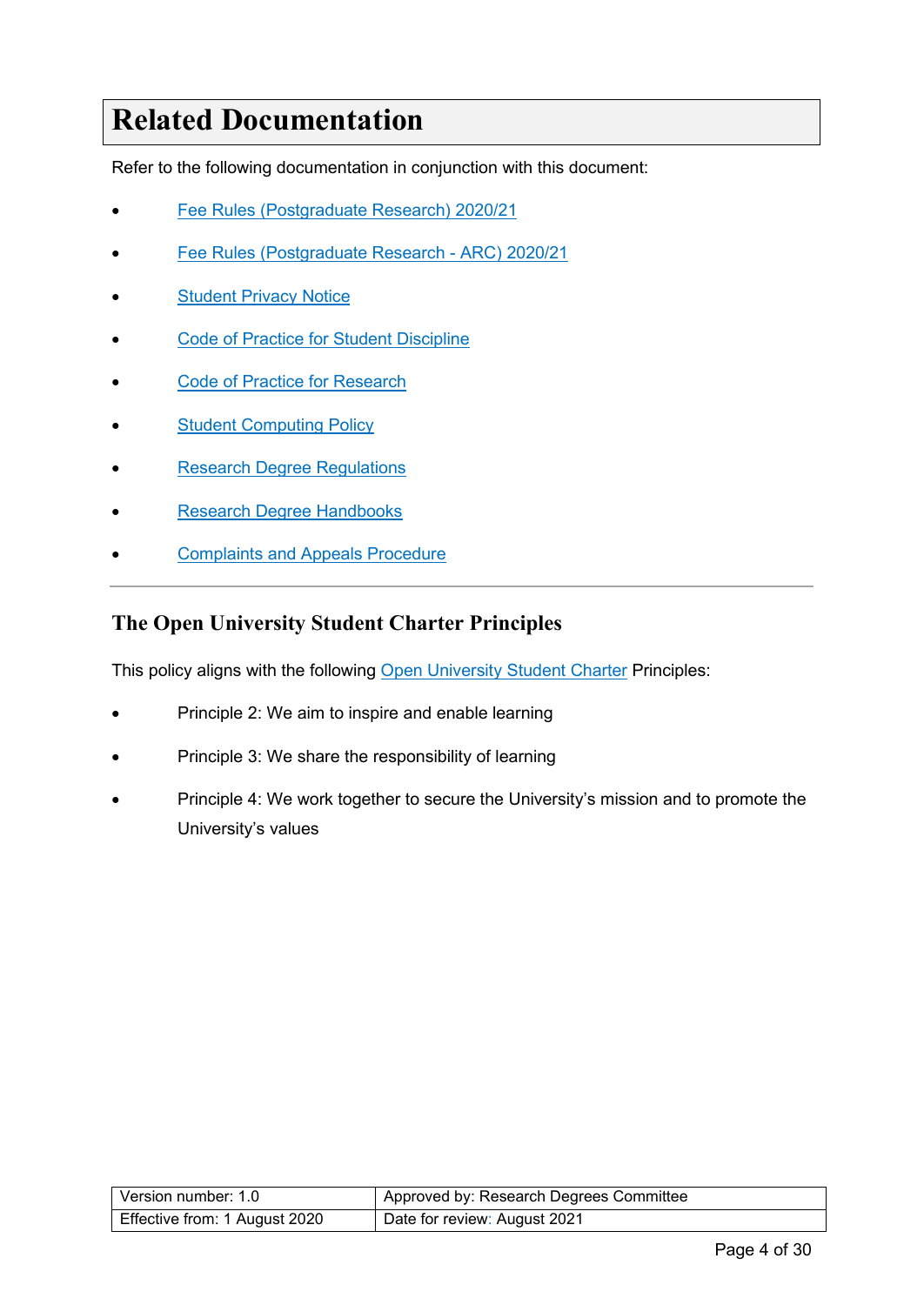# Related Documentation

Refer to the following documentation in conjunction with this document:

- Fee Rules (Postgraduate Research) 2020/21
- Fee Rules (Postgraduate Research - ARC) 2020/21
- Student Privacy Notice
- Code of Practice for Student Discipline
- Code of Practice for Research
- Student Computing Policy
- Research Degree Regulations
- Research Degree Handbooks
- Complaints and Appeals Procedure

---

## The Open University Student Charter Principles

This policy aligns with the following Open University Student Charter Principles:

- Principle 2: We aim to inspire and enable learning
- Principle 3: We share the responsibility of learning
- Principle 4: We work together to secure the University's mission and to promote the University's values

| Version number: 1.0 | Approved by: Research Degrees Committee |
|---|---|
| Effective from: 1 August 2020 | Date for review: August 2021 |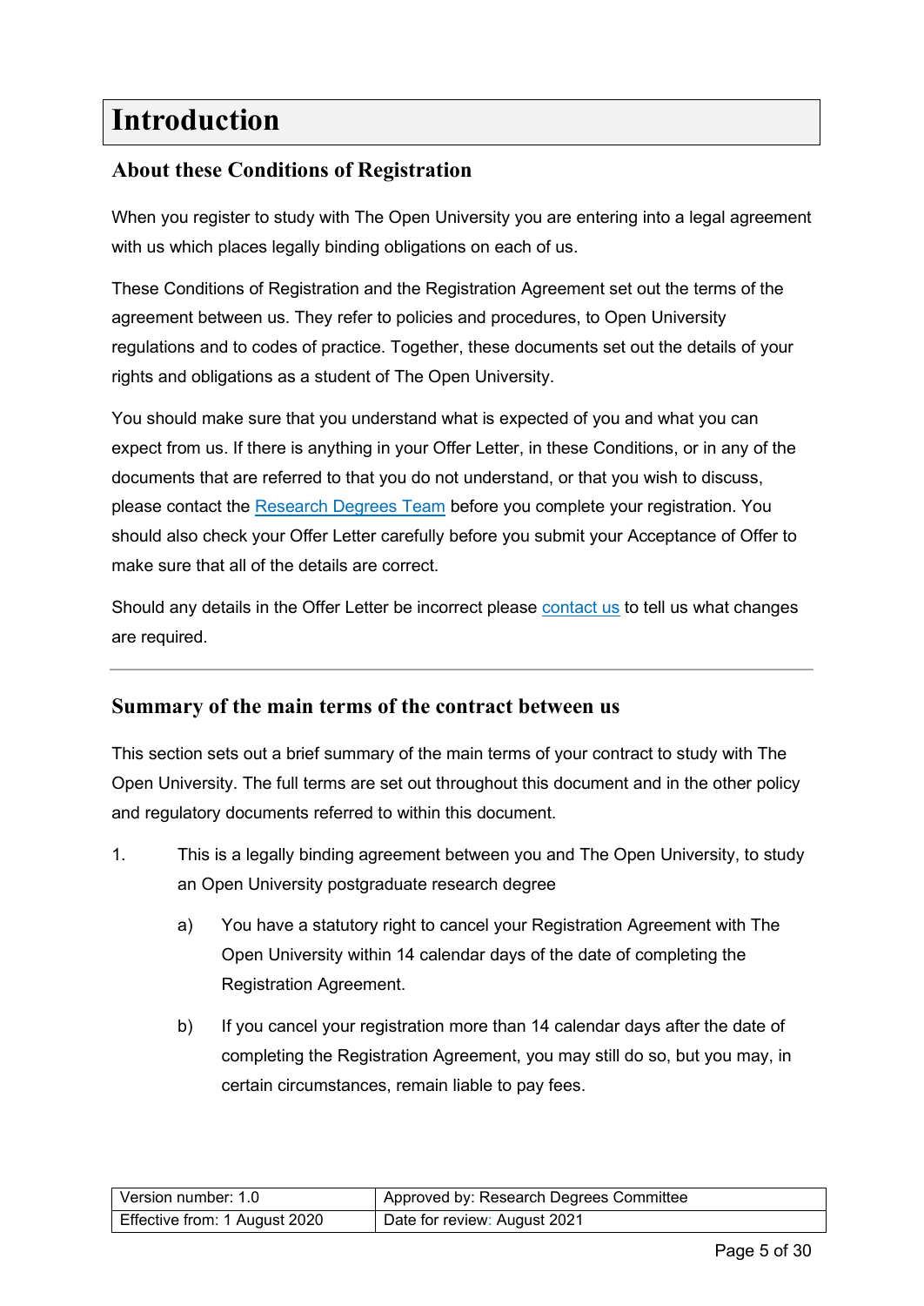# Introduction

## About these Conditions of Registration

When you register to study with The Open University you are entering into a legal agreement with us which places legally binding obligations on each of us.

These Conditions of Registration and the Registration Agreement set out the terms of the agreement between us. They refer to policies and procedures, to Open University regulations and to codes of practice. Together, these documents set out the details of your rights and obligations as a student of The Open University.

You should make sure that you understand what is expected of you and what you can expect from us. If there is anything in your Offer Letter, in these Conditions, or in any of the documents that are referred to that you do not understand, or that you wish to discuss, please contact the Research Degrees Team before you complete your registration. You should also check your Offer Letter carefully before you submit your Acceptance of Offer to make sure that all of the details are correct.

Should any details in the Offer Letter be incorrect please contact us to tell us what changes are required.

---

## Summary of the main terms of the contract between us

This section sets out a brief summary of the main terms of your contract to study with The Open University. The full terms are set out throughout this document and in the other policy and regulatory documents referred to within this document.

1. This is a legally binding agreement between you and The Open University, to study an Open University postgraduate research degree

    a) You have a statutory right to cancel your Registration Agreement with The Open University within 14 calendar days of the date of completing the Registration Agreement.

    b) If you cancel your registration more than 14 calendar days after the date of completing the Registration Agreement, you may still do so, but you may, in certain circumstances, remain liable to pay fees.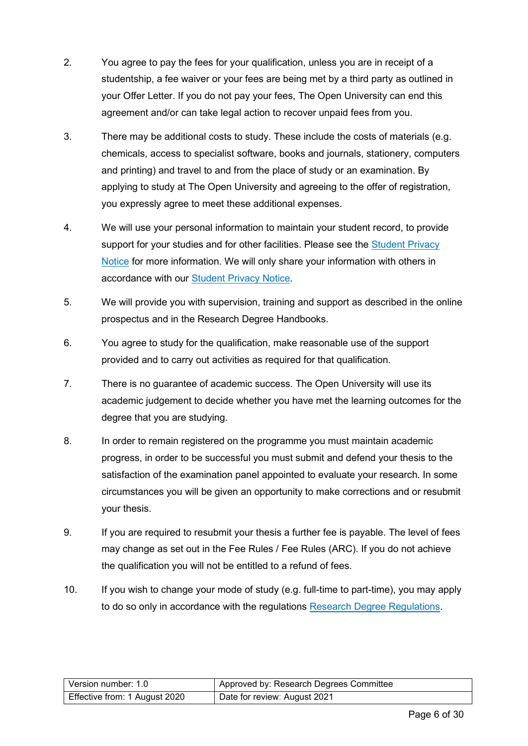2. You agree to pay the fees for your qualification, unless you are in receipt of a studentship, a fee waiver or your fees are being met by a third party as outlined in your Offer Letter. If you do not pay your fees, The Open University can end this agreement and/or can take legal action to recover unpaid fees from you.

3. There may be additional costs to study. These include the costs of materials (e.g. chemicals, access to specialist software, books and journals, stationery, computers and printing) and travel to and from the place of study or an examination. By applying to study at The Open University and agreeing to the offer of registration, you expressly agree to meet these additional expenses.

4. We will use your personal information to maintain your student record, to provide support for your studies and for other facilities. Please see the Student Privacy Notice for more information. We will only share your information with others in accordance with our Student Privacy Notice.

5. We will provide you with supervision, training and support as described in the online prospectus and in the Research Degree Handbooks.

6. You agree to study for the qualification, make reasonable use of the support provided and to carry out activities as required for that qualification.

7. There is no guarantee of academic success. The Open University will use its academic judgement to decide whether you have met the learning outcomes for the degree that you are studying.

8. In order to remain registered on the programme you must maintain academic progress, in order to be successful you must submit and defend your thesis to the satisfaction of the examination panel appointed to evaluate your research. In some circumstances you will be given an opportunity to make corrections and or resubmit your thesis.

9. If you are required to resubmit your thesis a further fee is payable. The level of fees may change as set out in the Fee Rules / Fee Rules (ARC). If you do not achieve the qualification you will not be entitled to a refund of fees.

10. If you wish to change your mode of study (e.g. full-time to part-time), you may apply to do so only in accordance with the regulations Research Degree Regulations.

| Version number: 1.0 | Approved by: Research Degrees Committee |
|---|---|
| Effective from: 1 August 2020 | Date for review: August 2021 |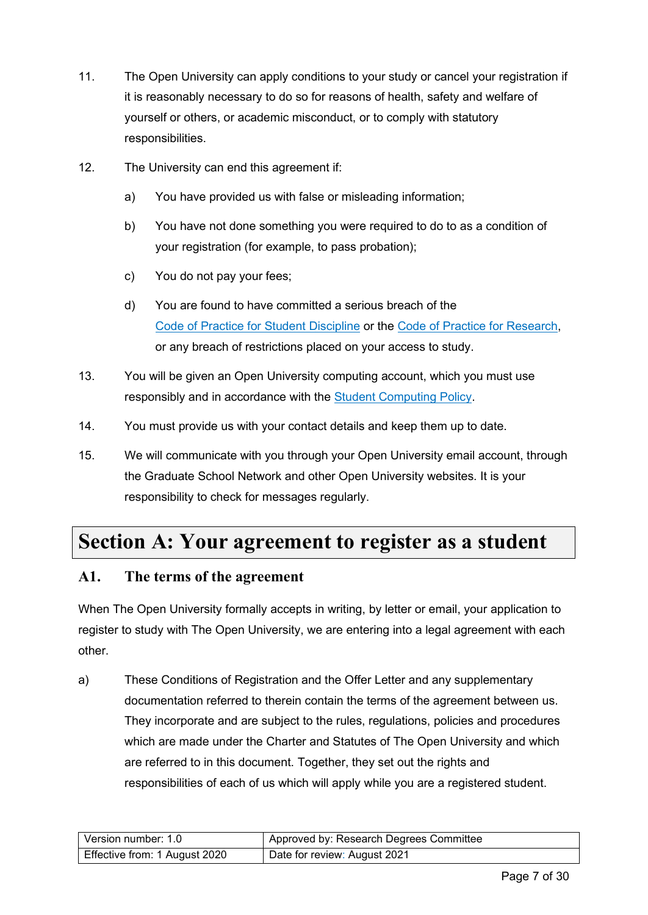11. The Open University can apply conditions to your study or cancel your registration if it is reasonably necessary to do so for reasons of health, safety and welfare of yourself or others, or academic misconduct, or to comply with statutory responsibilities.

12. The University can end this agreement if:

    a) You have provided us with false or misleading information;

    b) You have not done something you were required to do to as a condition of your registration (for example, to pass probation);

    c) You do not pay your fees;

    d) You are found to have committed a serious breach of the Code of Practice for Student Discipline or the Code of Practice for Research, or any breach of restrictions placed on your access to study.

13. You will be given an Open University computing account, which you must use responsibly and in accordance with the Student Computing Policy.

14. You must provide us with your contact details and keep them up to date.

15. We will communicate with you through your Open University email account, through the Graduate School Network and other Open University websites. It is your responsibility to check for messages regularly.

# Section A: Your agreement to register as a student

## A1. The terms of the agreement

When The Open University formally accepts in writing, by letter or email, your application to register to study with The Open University, we are entering into a legal agreement with each other.

a) These Conditions of Registration and the Offer Letter and any supplementary documentation referred to therein contain the terms of the agreement between us. They incorporate and are subject to the rules, regulations, policies and procedures which are made under the Charter and Statutes of The Open University and which are referred to in this document. Together, they set out the rights and responsibilities of each of us which will apply while you are a registered student.

| Version number: 1.0 | Approved by: Research Degrees Committee |
|---|---|
| Effective from: 1 August 2020 | Date for review: August 2021 |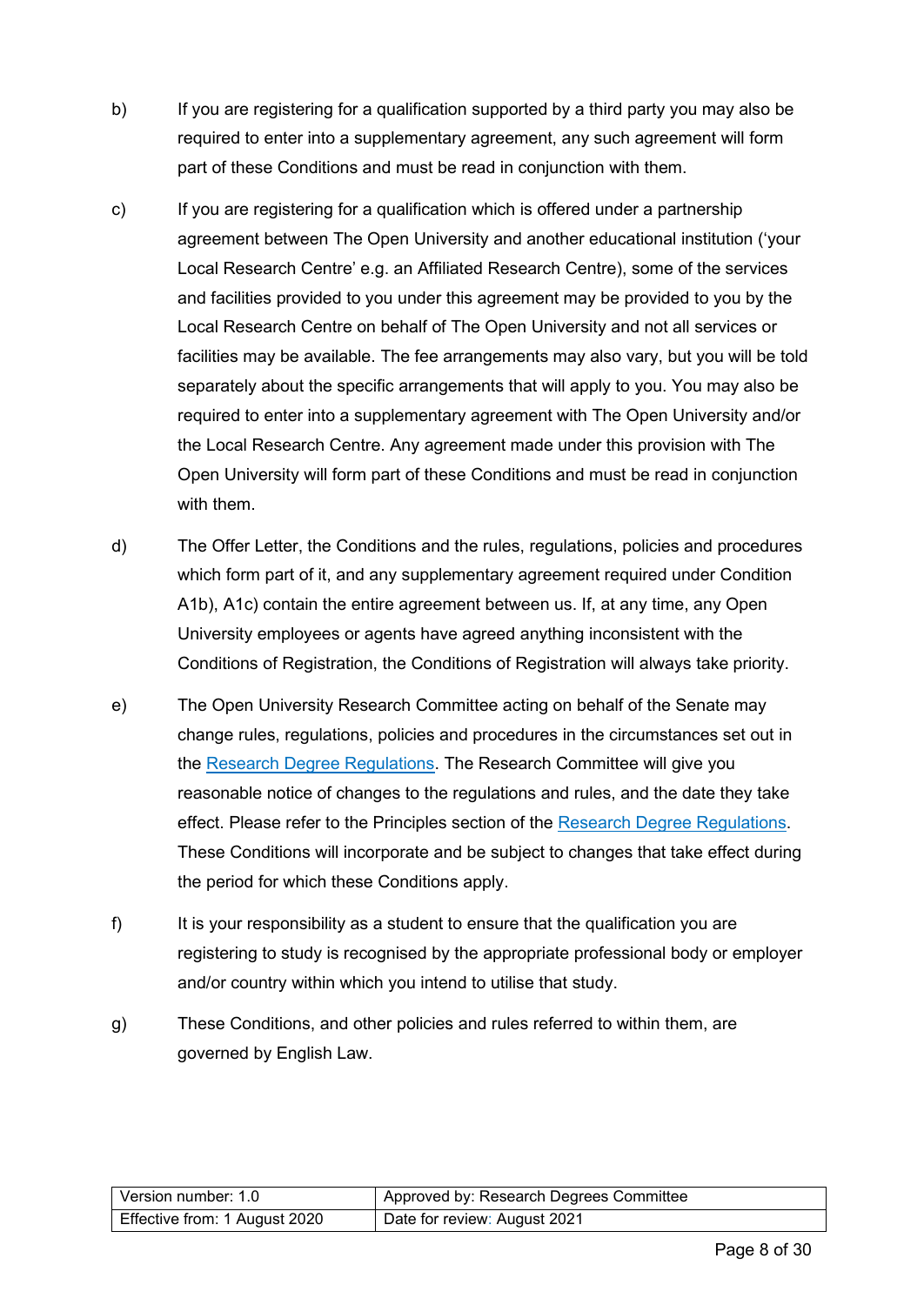b) If you are registering for a qualification supported by a third party you may also be required to enter into a supplementary agreement, any such agreement will form part of these Conditions and must be read in conjunction with them.

c) If you are registering for a qualification which is offered under a partnership agreement between The Open University and another educational institution ('your Local Research Centre' e.g. an Affiliated Research Centre), some of the services and facilities provided to you under this agreement may be provided to you by the Local Research Centre on behalf of The Open University and not all services or facilities may be available. The fee arrangements may also vary, but you will be told separately about the specific arrangements that will apply to you. You may also be required to enter into a supplementary agreement with The Open University and/or the Local Research Centre. Any agreement made under this provision with The Open University will form part of these Conditions and must be read in conjunction with them.

d) The Offer Letter, the Conditions and the rules, regulations, policies and procedures which form part of it, and any supplementary agreement required under Condition A1b), A1c) contain the entire agreement between us. If, at any time, any Open University employees or agents have agreed anything inconsistent with the Conditions of Registration, the Conditions of Registration will always take priority.

e) The Open University Research Committee acting on behalf of the Senate may change rules, regulations, policies and procedures in the circumstances set out in the Research Degree Regulations. The Research Committee will give you reasonable notice of changes to the regulations and rules, and the date they take effect. Please refer to the Principles section of the Research Degree Regulations. These Conditions will incorporate and be subject to changes that take effect during the period for which these Conditions apply.

f) It is your responsibility as a student to ensure that the qualification you are registering to study is recognised by the appropriate professional body or employer and/or country within which you intend to utilise that study.

g) These Conditions, and other policies and rules referred to within them, are governed by English Law.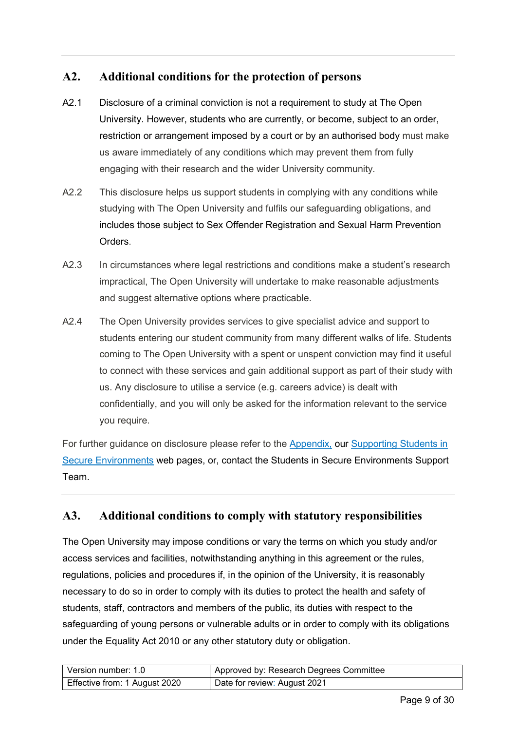## A2. Additional conditions for the protection of persons

A2.1 Disclosure of a criminal conviction is not a requirement to study at The Open University. However, students who are currently, or become, subject to an order, restriction or arrangement imposed by a court or by an authorised body must make us aware immediately of any conditions which may prevent them from fully engaging with their research and the wider University community.

A2.2 This disclosure helps us support students in complying with any conditions while studying with The Open University and fulfils our safeguarding obligations, and includes those subject to Sex Offender Registration and Sexual Harm Prevention Orders.

A2.3 In circumstances where legal restrictions and conditions make a student's research impractical, The Open University will undertake to make reasonable adjustments and suggest alternative options where practicable.

A2.4 The Open University provides services to give specialist advice and support to students entering our student community from many different walks of life. Students coming to The Open University with a spent or unspent conviction may find it useful to connect with these services and gain additional support as part of their study with us. Any disclosure to utilise a service (e.g. careers advice) is dealt with confidentially, and you will only be asked for the information relevant to the service you require.

For further guidance on disclosure please refer to the Appendix, our Supporting Students in Secure Environments web pages, or, contact the Students in Secure Environments Support Team.

## A3. Additional conditions to comply with statutory responsibilities

The Open University may impose conditions or vary the terms on which you study and/or access services and facilities, notwithstanding anything in this agreement or the rules, regulations, policies and procedures if, in the opinion of the University, it is reasonably necessary to do so in order to comply with its duties to protect the health and safety of students, staff, contractors and members of the public, its duties with respect to the safeguarding of young persons or vulnerable adults or in order to comply with its obligations under the Equality Act 2010 or any other statutory duty or obligation.

| Version number: 1.0 | Approved by: Research Degrees Committee |
|---|---|
| Effective from: 1 August 2020 | Date for review: August 2021 |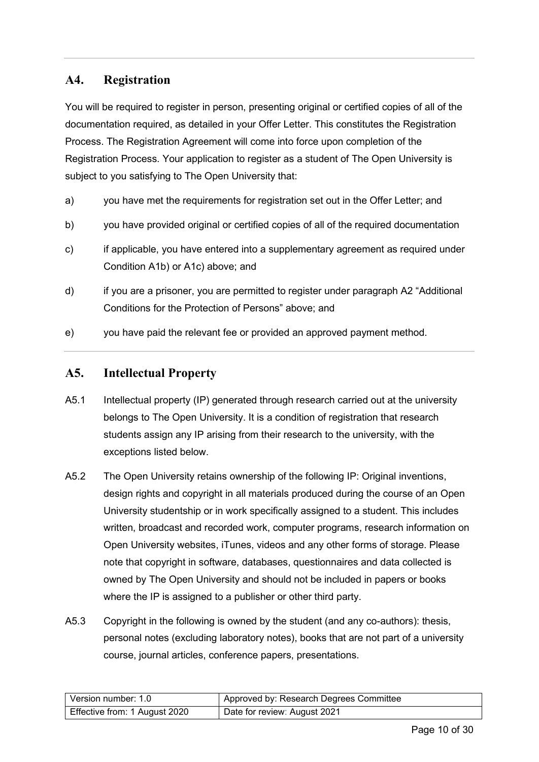## A4. Registration

You will be required to register in person, presenting original or certified copies of all of the documentation required, as detailed in your Offer Letter. This constitutes the Registration Process. The Registration Agreement will come into force upon completion of the Registration Process. Your application to register as a student of The Open University is subject to you satisfying to The Open University that:

a) you have met the requirements for registration set out in the Offer Letter; and

b) you have provided original or certified copies of all of the required documentation

c) if applicable, you have entered into a supplementary agreement as required under Condition A1b) or A1c) above; and

d) if you are a prisoner, you are permitted to register under paragraph A2 "Additional Conditions for the Protection of Persons" above; and

e) you have paid the relevant fee or provided an approved payment method.

## A5. Intellectual Property

A5.1 Intellectual property (IP) generated through research carried out at the university belongs to The Open University. It is a condition of registration that research students assign any IP arising from their research to the university, with the exceptions listed below.

A5.2 The Open University retains ownership of the following IP: Original inventions, design rights and copyright in all materials produced during the course of an Open University studentship or in work specifically assigned to a student. This includes written, broadcast and recorded work, computer programs, research information on Open University websites, iTunes, videos and any other forms of storage. Please note that copyright in software, databases, questionnaires and data collected is owned by The Open University and should not be included in papers or books where the IP is assigned to a publisher or other third party.

A5.3 Copyright in the following is owned by the student (and any co-authors): thesis, personal notes (excluding laboratory notes), books that are not part of a university course, journal articles, conference papers, presentations.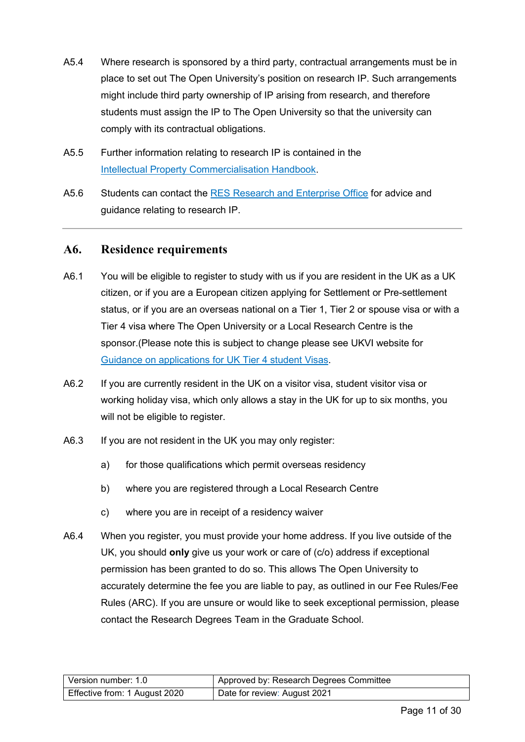A5.4 Where research is sponsored by a third party, contractual arrangements must be in place to set out The Open University's position on research IP. Such arrangements might include third party ownership of IP arising from research, and therefore students must assign the IP to The Open University so that the university can comply with its contractual obligations.

A5.5 Further information relating to research IP is contained in the [Intellectual Property Commercialisation Handbook](#).

A5.6 Students can contact the [RES Research and Enterprise Office](#) for advice and guidance relating to research IP.

---

## A6. Residence requirements

A6.1 You will be eligible to register to study with us if you are resident in the UK as a UK citizen, or if you are a European citizen applying for Settlement or Pre-settlement status, or if you are an overseas national on a Tier 1, Tier 2 or spouse visa or with a Tier 4 visa where The Open University or a Local Research Centre is the sponsor.(Please note this is subject to change please see UKVI website for [Guidance on applications for UK Tier 4 student Visas](#).

A6.2 If you are currently resident in the UK on a visitor visa, student visitor visa or working holiday visa, which only allows a stay in the UK for up to six months, you will not be eligible to register.

A6.3 If you are not resident in the UK you may only register:

a) for those qualifications which permit overseas residency

b) where you are registered through a Local Research Centre

c) where you are in receipt of a residency waiver

A6.4 When you register, you must provide your home address. If you live outside of the UK, you should **only** give us your work or care of (c/o) address if exceptional permission has been granted to do so. This allows The Open University to accurately determine the fee you are liable to pay, as outlined in our Fee Rules/Fee Rules (ARC). If you are unsure or would like to seek exceptional permission, please contact the Research Degrees Team in the Graduate School.

| Version number: 1.0 | Approved by: Research Degrees Committee |
| --- | --- |
| Effective from: 1 August 2020 | Date for review: August 2021 |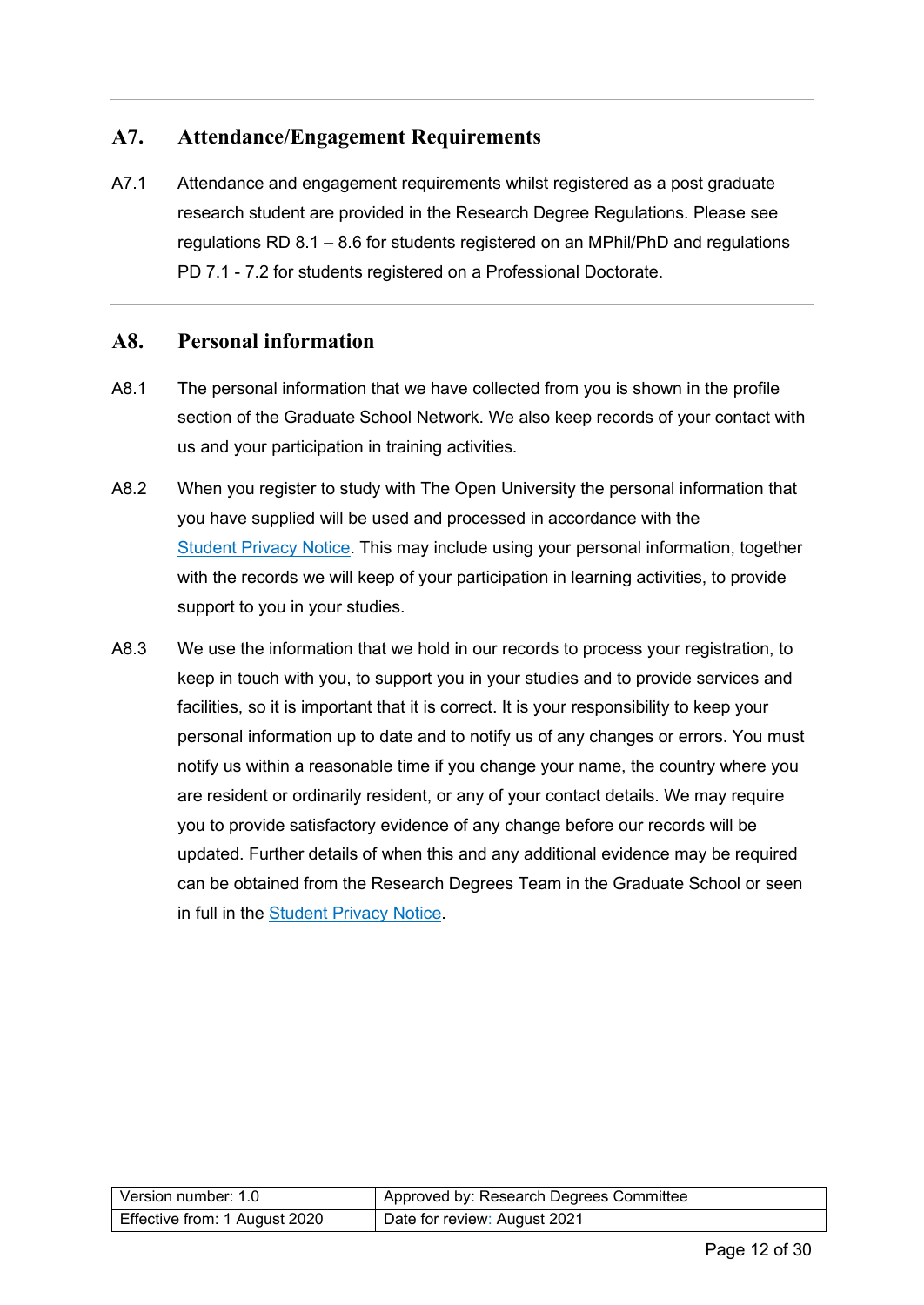## A7. Attendance/Engagement Requirements

A7.1 Attendance and engagement requirements whilst registered as a post graduate research student are provided in the Research Degree Regulations. Please see regulations RD 8.1 – 8.6 for students registered on an MPhil/PhD and regulations PD 7.1 - 7.2 for students registered on a Professional Doctorate.

## A8. Personal information

A8.1 The personal information that we have collected from you is shown in the profile section of the Graduate School Network. We also keep records of your contact with us and your participation in training activities.

A8.2 When you register to study with The Open University the personal information that you have supplied will be used and processed in accordance with the Student Privacy Notice. This may include using your personal information, together with the records we will keep of your participation in learning activities, to provide support to you in your studies.

A8.3 We use the information that we hold in our records to process your registration, to keep in touch with you, to support you in your studies and to provide services and facilities, so it is important that it is correct. It is your responsibility to keep your personal information up to date and to notify us of any changes or errors. You must notify us within a reasonable time if you change your name, the country where you are resident or ordinarily resident, or any of your contact details. We may require you to provide satisfactory evidence of any change before our records will be updated. Further details of when this and any additional evidence may be required can be obtained from the Research Degrees Team in the Graduate School or seen in full in the Student Privacy Notice.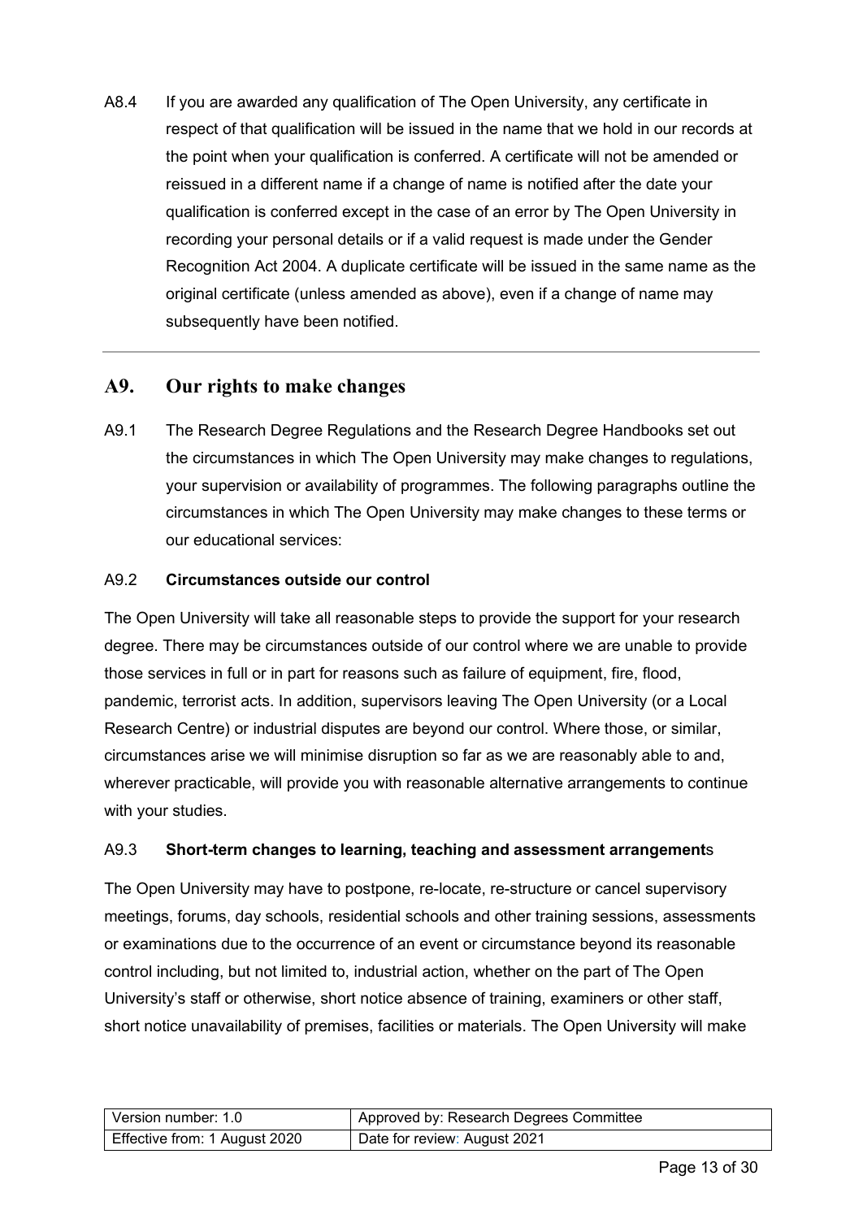A8.4 If you are awarded any qualification of The Open University, any certificate in respect of that qualification will be issued in the name that we hold in our records at the point when your qualification is conferred. A certificate will not be amended or reissued in a different name if a change of name is notified after the date your qualification is conferred except in the case of an error by The Open University in recording your personal details or if a valid request is made under the Gender Recognition Act 2004. A duplicate certificate will be issued in the same name as the original certificate (unless amended as above), even if a change of name may subsequently have been notified.

---

## A9. Our rights to make changes

A9.1 The Research Degree Regulations and the Research Degree Handbooks set out the circumstances in which The Open University may make changes to regulations, your supervision or availability of programmes. The following paragraphs outline the circumstances in which The Open University may make changes to these terms or our educational services:

A9.2 **Circumstances outside our control**

The Open University will take all reasonable steps to provide the support for your research degree. There may be circumstances outside of our control where we are unable to provide those services in full or in part for reasons such as failure of equipment, fire, flood, pandemic, terrorist acts. In addition, supervisors leaving The Open University (or a Local Research Centre) or industrial disputes are beyond our control. Where those, or similar, circumstances arise we will minimise disruption so far as we are reasonably able to and, wherever practicable, will provide you with reasonable alternative arrangements to continue with your studies.

A9.3 **Short-term changes to learning, teaching and assessment arrangement**s

The Open University may have to postpone, re-locate, re-structure or cancel supervisory meetings, forums, day schools, residential schools and other training sessions, assessments or examinations due to the occurrence of an event or circumstance beyond its reasonable control including, but not limited to, industrial action, whether on the part of The Open University's staff or otherwise, short notice absence of training, examiners or other staff, short notice unavailability of premises, facilities or materials. The Open University will make

| Version number: 1.0 | Approved by: Research Degrees Committee |
|---|---|
| Effective from: 1 August 2020 | Date for review: August 2021 |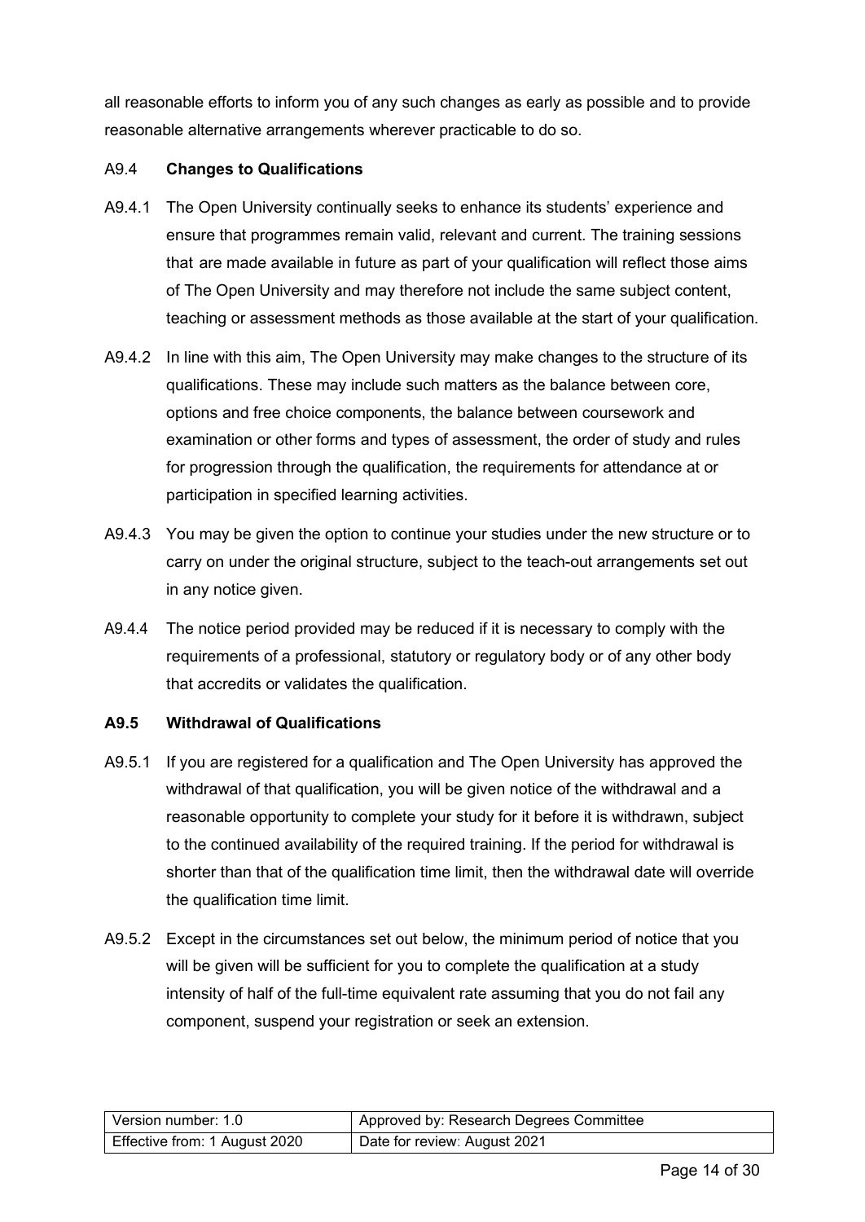all reasonable efforts to inform you of any such changes as early as possible and to provide reasonable alternative arrangements wherever practicable to do so.

A9.4 **Changes to Qualifications**

A9.4.1 The Open University continually seeks to enhance its students' experience and ensure that programmes remain valid, relevant and current. The training sessions that are made available in future as part of your qualification will reflect those aims of The Open University and may therefore not include the same subject content, teaching or assessment methods as those available at the start of your qualification.

A9.4.2 In line with this aim, The Open University may make changes to the structure of its qualifications. These may include such matters as the balance between core, options and free choice components, the balance between coursework and examination or other forms and types of assessment, the order of study and rules for progression through the qualification, the requirements for attendance at or participation in specified learning activities.

A9.4.3 You may be given the option to continue your studies under the new structure or to carry on under the original structure, subject to the teach-out arrangements set out in any notice given.

A9.4.4 The notice period provided may be reduced if it is necessary to comply with the requirements of a professional, statutory or regulatory body or of any other body that accredits or validates the qualification.

**A9.5 Withdrawal of Qualifications**

A9.5.1 If you are registered for a qualification and The Open University has approved the withdrawal of that qualification, you will be given notice of the withdrawal and a reasonable opportunity to complete your study for it before it is withdrawn, subject to the continued availability of the required training. If the period for withdrawal is shorter than that of the qualification time limit, then the withdrawal date will override the qualification time limit.

A9.5.2 Except in the circumstances set out below, the minimum period of notice that you will be given will be sufficient for you to complete the qualification at a study intensity of half of the full-time equivalent rate assuming that you do not fail any component, suspend your registration or seek an extension.

| Version number: 1.0 | Approved by: Research Degrees Committee |
|---|---|
| Effective from: 1 August 2020 | Date for review: August 2021 |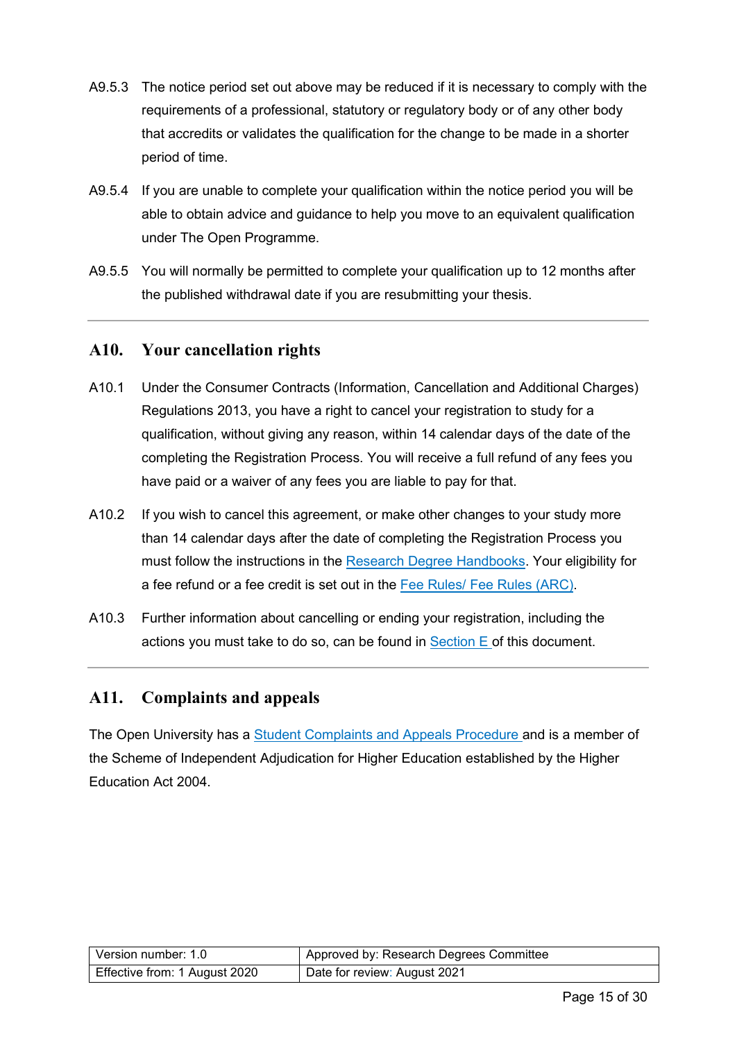A9.5.3 The notice period set out above may be reduced if it is necessary to comply with the requirements of a professional, statutory or regulatory body or of any other body that accredits or validates the qualification for the change to be made in a shorter period of time.

A9.5.4 If you are unable to complete your qualification within the notice period you will be able to obtain advice and guidance to help you move to an equivalent qualification under The Open Programme.

A9.5.5 You will normally be permitted to complete your qualification up to 12 months after the published withdrawal date if you are resubmitting your thesis.

---

## A10. Your cancellation rights

A10.1 Under the Consumer Contracts (Information, Cancellation and Additional Charges) Regulations 2013, you have a right to cancel your registration to study for a qualification, without giving any reason, within 14 calendar days of the date of the completing the Registration Process. You will receive a full refund of any fees you have paid or a waiver of any fees you are liable to pay for that.

A10.2 If you wish to cancel this agreement, or make other changes to your study more than 14 calendar days after the date of completing the Registration Process you must follow the instructions in the Research Degree Handbooks. Your eligibility for a fee refund or a fee credit is set out in the Fee Rules/ Fee Rules (ARC).

A10.3 Further information about cancelling or ending your registration, including the actions you must take to do so, can be found in Section E of this document.

---

## A11. Complaints and appeals

The Open University has a Student Complaints and Appeals Procedure and is a member of the Scheme of Independent Adjudication for Higher Education established by the Higher Education Act 2004.

| Version number: 1.0 | Approved by: Research Degrees Committee |
|---|---|
| Effective from: 1 August 2020 | Date for review: August 2021 |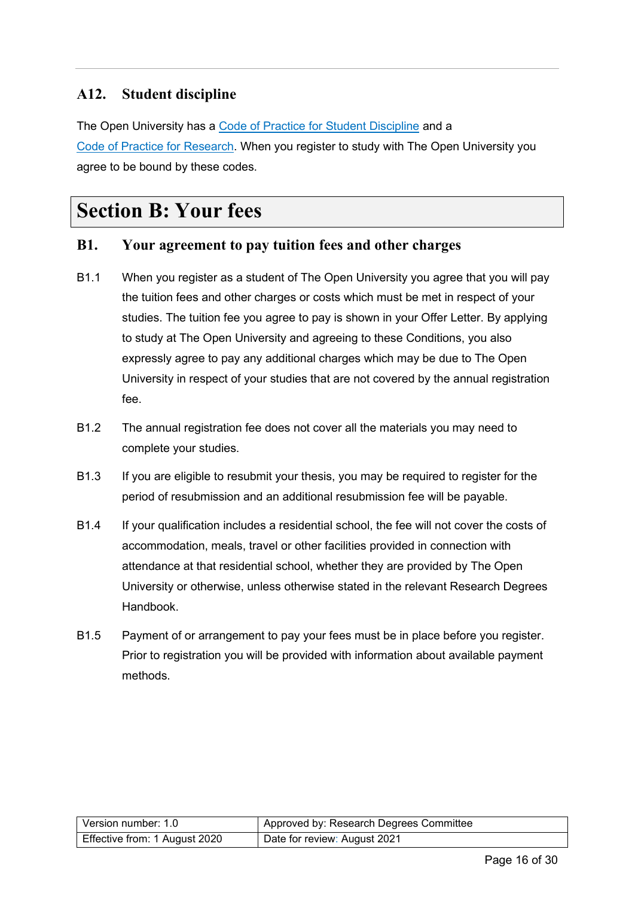### A12. Student discipline

The Open University has a Code of Practice for Student Discipline and a Code of Practice for Research. When you register to study with The Open University you agree to be bound by these codes.

# Section B: Your fees

### B1. Your agreement to pay tuition fees and other charges

B1.1 When you register as a student of The Open University you agree that you will pay the tuition fees and other charges or costs which must be met in respect of your studies. The tuition fee you agree to pay is shown in your Offer Letter. By applying to study at The Open University and agreeing to these Conditions, you also expressly agree to pay any additional charges which may be due to The Open University in respect of your studies that are not covered by the annual registration fee.

B1.2 The annual registration fee does not cover all the materials you may need to complete your studies.

B1.3 If you are eligible to resubmit your thesis, you may be required to register for the period of resubmission and an additional resubmission fee will be payable.

B1.4 If your qualification includes a residential school, the fee will not cover the costs of accommodation, meals, travel or other facilities provided in connection with attendance at that residential school, whether they are provided by The Open University or otherwise, unless otherwise stated in the relevant Research Degrees Handbook.

B1.5 Payment of or arrangement to pay your fees must be in place before you register. Prior to registration you will be provided with information about available payment methods.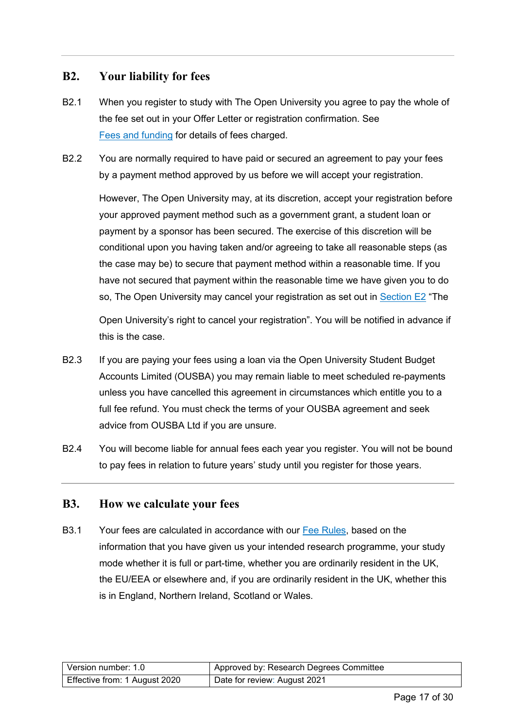## B2. Your liability for fees

B2.1 When you register to study with The Open University you agree to pay the whole of the fee set out in your Offer Letter or registration confirmation. See Fees and funding for details of fees charged.

B2.2 You are normally required to have paid or secured an agreement to pay your fees by a payment method approved by us before we will accept your registration.

However, The Open University may, at its discretion, accept your registration before your approved payment method such as a government grant, a student loan or payment by a sponsor has been secured. The exercise of this discretion will be conditional upon you having taken and/or agreeing to take all reasonable steps (as the case may be) to secure that payment method within a reasonable time. If you have not secured that payment within the reasonable time we have given you to do so, The Open University may cancel your registration as set out in Section E2 "The Open University's right to cancel your registration". You will be notified in advance if this is the case.

B2.3 If you are paying your fees using a loan via the Open University Student Budget Accounts Limited (OUSBA) you may remain liable to meet scheduled re-payments unless you have cancelled this agreement in circumstances which entitle you to a full fee refund. You must check the terms of your OUSBA agreement and seek advice from OUSBA Ltd if you are unsure.

B2.4 You will become liable for annual fees each year you register. You will not be bound to pay fees in relation to future years' study until you register for those years.

## B3. How we calculate your fees

B3.1 Your fees are calculated in accordance with our Fee Rules, based on the information that you have given us your intended research programme, your study mode whether it is full or part-time, whether you are ordinarily resident in the UK, the EU/EEA or elsewhere and, if you are ordinarily resident in the UK, whether this is in England, Northern Ireland, Scotland or Wales.

| Version number: 1.0 | Approved by: Research Degrees Committee |
|---|---|
| Effective from: 1 August 2020 | Date for review: August 2021 |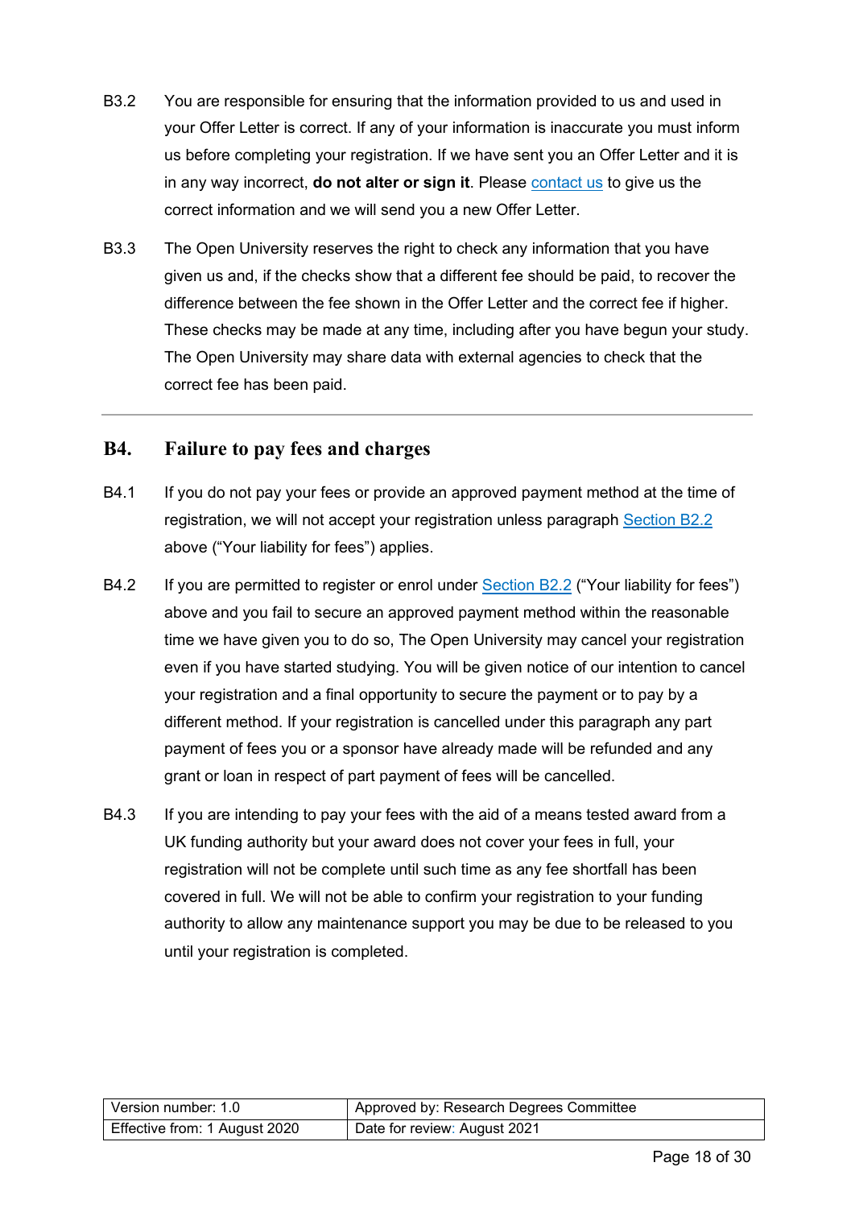B3.2 You are responsible for ensuring that the information provided to us and used in your Offer Letter is correct. If any of your information is inaccurate you must inform us before completing your registration. If we have sent you an Offer Letter and it is in any way incorrect, **do not alter or sign it**. Please contact us to give us the correct information and we will send you a new Offer Letter.

B3.3 The Open University reserves the right to check any information that you have given us and, if the checks show that a different fee should be paid, to recover the difference between the fee shown in the Offer Letter and the correct fee if higher. These checks may be made at any time, including after you have begun your study. The Open University may share data with external agencies to check that the correct fee has been paid.

---

## B4. Failure to pay fees and charges

B4.1 If you do not pay your fees or provide an approved payment method at the time of registration, we will not accept your registration unless paragraph Section B2.2 above ("Your liability for fees") applies.

B4.2 If you are permitted to register or enrol under Section B2.2 ("Your liability for fees") above and you fail to secure an approved payment method within the reasonable time we have given you to do so, The Open University may cancel your registration even if you have started studying. You will be given notice of our intention to cancel your registration and a final opportunity to secure the payment or to pay by a different method. If your registration is cancelled under this paragraph any part payment of fees you or a sponsor have already made will be refunded and any grant or loan in respect of part payment of fees will be cancelled.

B4.3 If you are intending to pay your fees with the aid of a means tested award from a UK funding authority but your award does not cover your fees in full, your registration will not be complete until such time as any fee shortfall has been covered in full. We will not be able to confirm your registration to your funding authority to allow any maintenance support you may be due to be released to you until your registration is completed.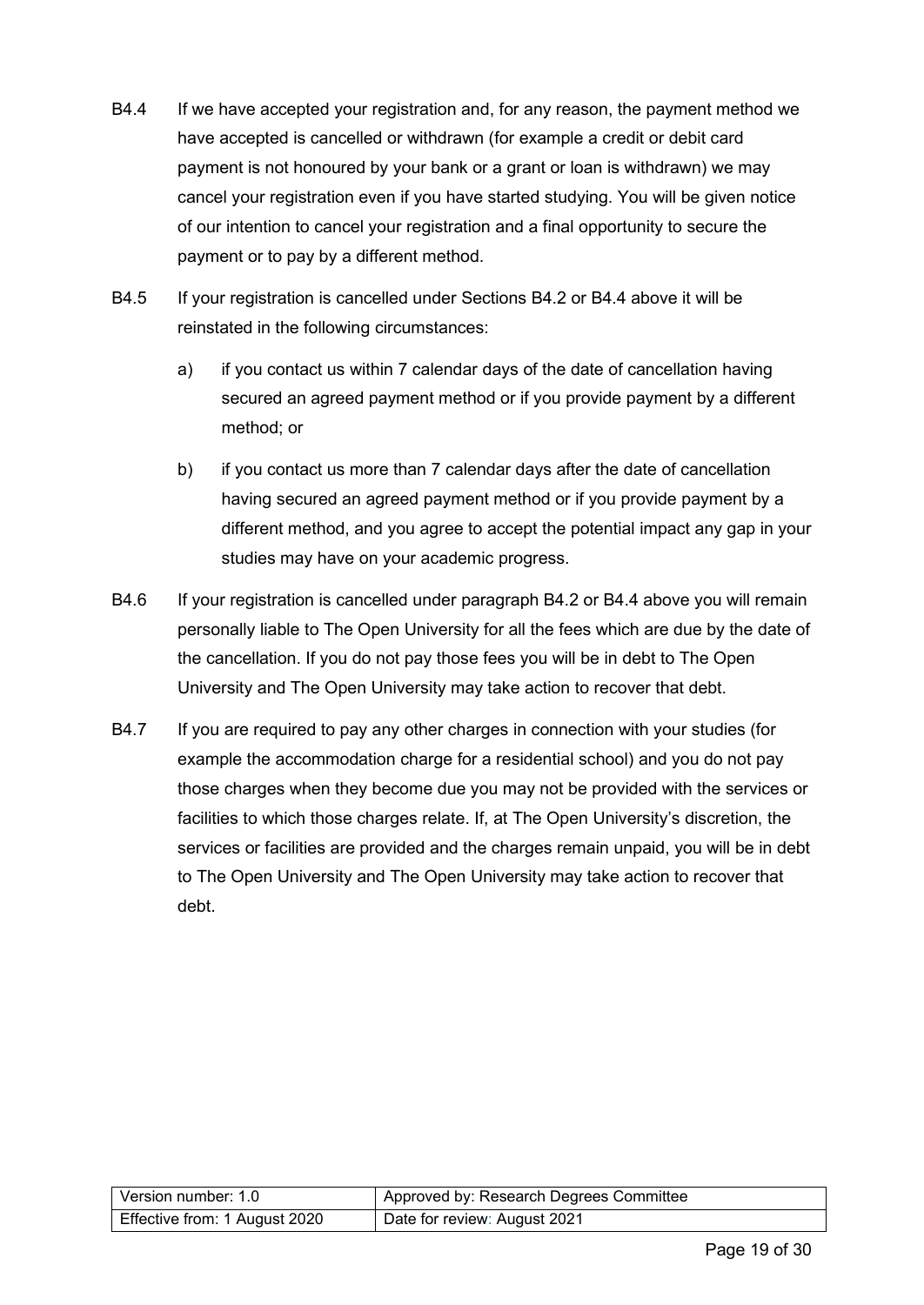B4.4 If we have accepted your registration and, for any reason, the payment method we have accepted is cancelled or withdrawn (for example a credit or debit card payment is not honoured by your bank or a grant or loan is withdrawn) we may cancel your registration even if you have started studying. You will be given notice of our intention to cancel your registration and a final opportunity to secure the payment or to pay by a different method.

B4.5 If your registration is cancelled under Sections B4.2 or B4.4 above it will be reinstated in the following circumstances:

a) if you contact us within 7 calendar days of the date of cancellation having secured an agreed payment method or if you provide payment by a different method; or

b) if you contact us more than 7 calendar days after the date of cancellation having secured an agreed payment method or if you provide payment by a different method, and you agree to accept the potential impact any gap in your studies may have on your academic progress.

B4.6 If your registration is cancelled under paragraph B4.2 or B4.4 above you will remain personally liable to The Open University for all the fees which are due by the date of the cancellation. If you do not pay those fees you will be in debt to The Open University and The Open University may take action to recover that debt.

B4.7 If you are required to pay any other charges in connection with your studies (for example the accommodation charge for a residential school) and you do not pay those charges when they become due you may not be provided with the services or facilities to which those charges relate. If, at The Open University's discretion, the services or facilities are provided and the charges remain unpaid, you will be in debt to The Open University and The Open University may take action to recover that debt.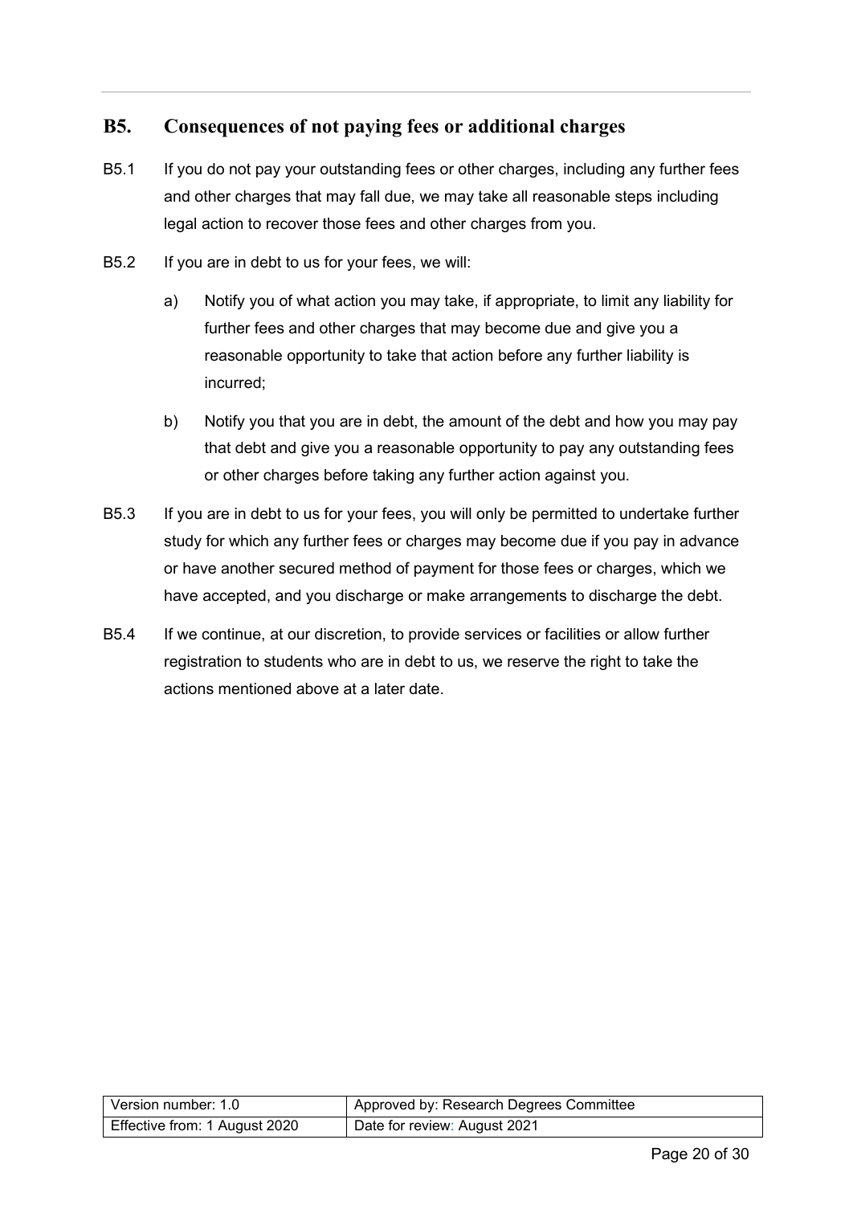## B5. Consequences of not paying fees or additional charges

B5.1 If you do not pay your outstanding fees or other charges, including any further fees and other charges that may fall due, we may take all reasonable steps including legal action to recover those fees and other charges from you.

B5.2 If you are in debt to us for your fees, we will:

a) Notify you of what action you may take, if appropriate, to limit any liability for further fees and other charges that may become due and give you a reasonable opportunity to take that action before any further liability is incurred;

b) Notify you that you are in debt, the amount of the debt and how you may pay that debt and give you a reasonable opportunity to pay any outstanding fees or other charges before taking any further action against you.

B5.3 If you are in debt to us for your fees, you will only be permitted to undertake further study for which any further fees or charges may become due if you pay in advance or have another secured method of payment for those fees or charges, which we have accepted, and you discharge or make arrangements to discharge the debt.

B5.4 If we continue, at our discretion, to provide services or facilities or allow further registration to students who are in debt to us, we reserve the right to take the actions mentioned above at a later date.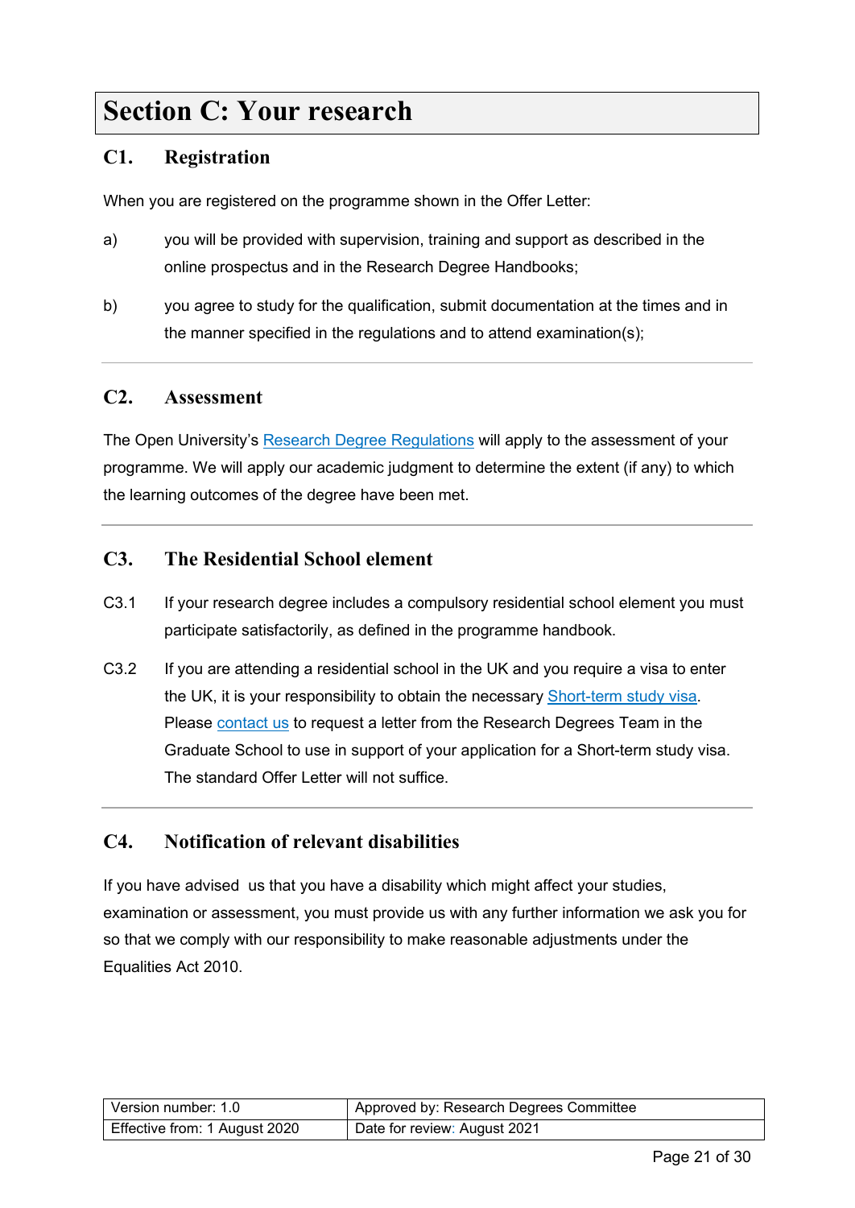# Section C: Your research

## C1. Registration

When you are registered on the programme shown in the Offer Letter:

a) you will be provided with supervision, training and support as described in the online prospectus and in the Research Degree Handbooks;

b) you agree to study for the qualification, submit documentation at the times and in the manner specified in the regulations and to attend examination(s);

---

## C2. Assessment

The Open University's Research Degree Regulations will apply to the assessment of your programme. We will apply our academic judgment to determine the extent (if any) to which the learning outcomes of the degree have been met.

---

## C3. The Residential School element

C3.1 If your research degree includes a compulsory residential school element you must participate satisfactorily, as defined in the programme handbook.

C3.2 If you are attending a residential school in the UK and you require a visa to enter the UK, it is your responsibility to obtain the necessary Short-term study visa. Please contact us to request a letter from the Research Degrees Team in the Graduate School to use in support of your application for a Short-term study visa. The standard Offer Letter will not suffice.

---

## C4. Notification of relevant disabilities

If you have advised us that you have a disability which might affect your studies, examination or assessment, you must provide us with any further information we ask you for so that we comply with our responsibility to make reasonable adjustments under the Equalities Act 2010.

| Version number: 1.0 | Approved by: Research Degrees Committee |
|---|---|
| Effective from: 1 August 2020 | Date for review: August 2021 |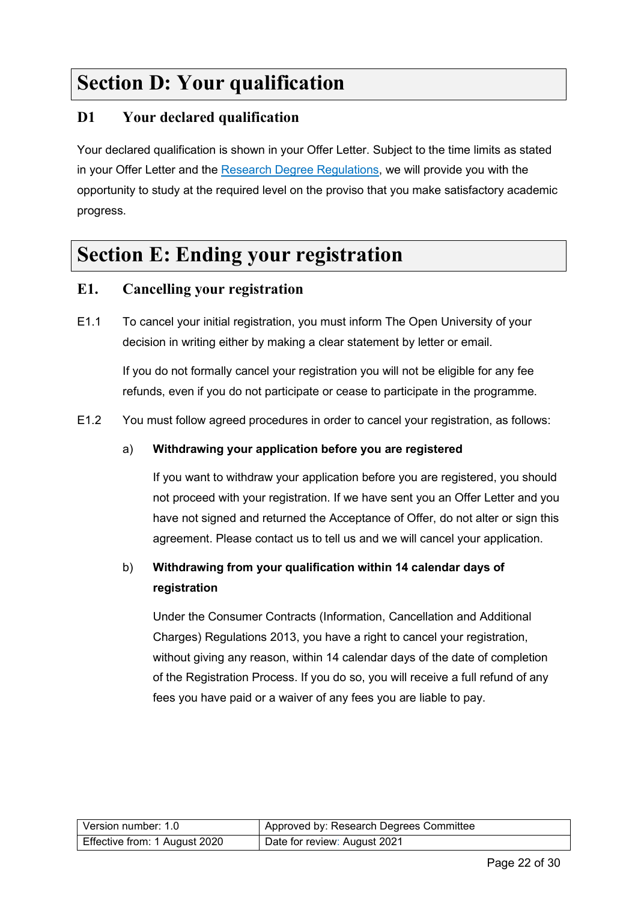# Section D: Your qualification

## D1 Your declared qualification

Your declared qualification is shown in your Offer Letter. Subject to the time limits as stated in your Offer Letter and the Research Degree Regulations, we will provide you with the opportunity to study at the required level on the proviso that you make satisfactory academic progress.

# Section E: Ending your registration

## E1. Cancelling your registration

E1.1 To cancel your initial registration, you must inform The Open University of your decision in writing either by making a clear statement by letter or email.

If you do not formally cancel your registration you will not be eligible for any fee refunds, even if you do not participate or cease to participate in the programme.

E1.2 You must follow agreed procedures in order to cancel your registration, as follows:

a) **Withdrawing your application before you are registered**

If you want to withdraw your application before you are registered, you should not proceed with your registration. If we have sent you an Offer Letter and you have not signed and returned the Acceptance of Offer, do not alter or sign this agreement. Please contact us to tell us and we will cancel your application.

b) **Withdrawing from your qualification within 14 calendar days of registration**

Under the Consumer Contracts (Information, Cancellation and Additional Charges) Regulations 2013, you have a right to cancel your registration, without giving any reason, within 14 calendar days of the date of completion of the Registration Process. If you do so, you will receive a full refund of any fees you have paid or a waiver of any fees you are liable to pay.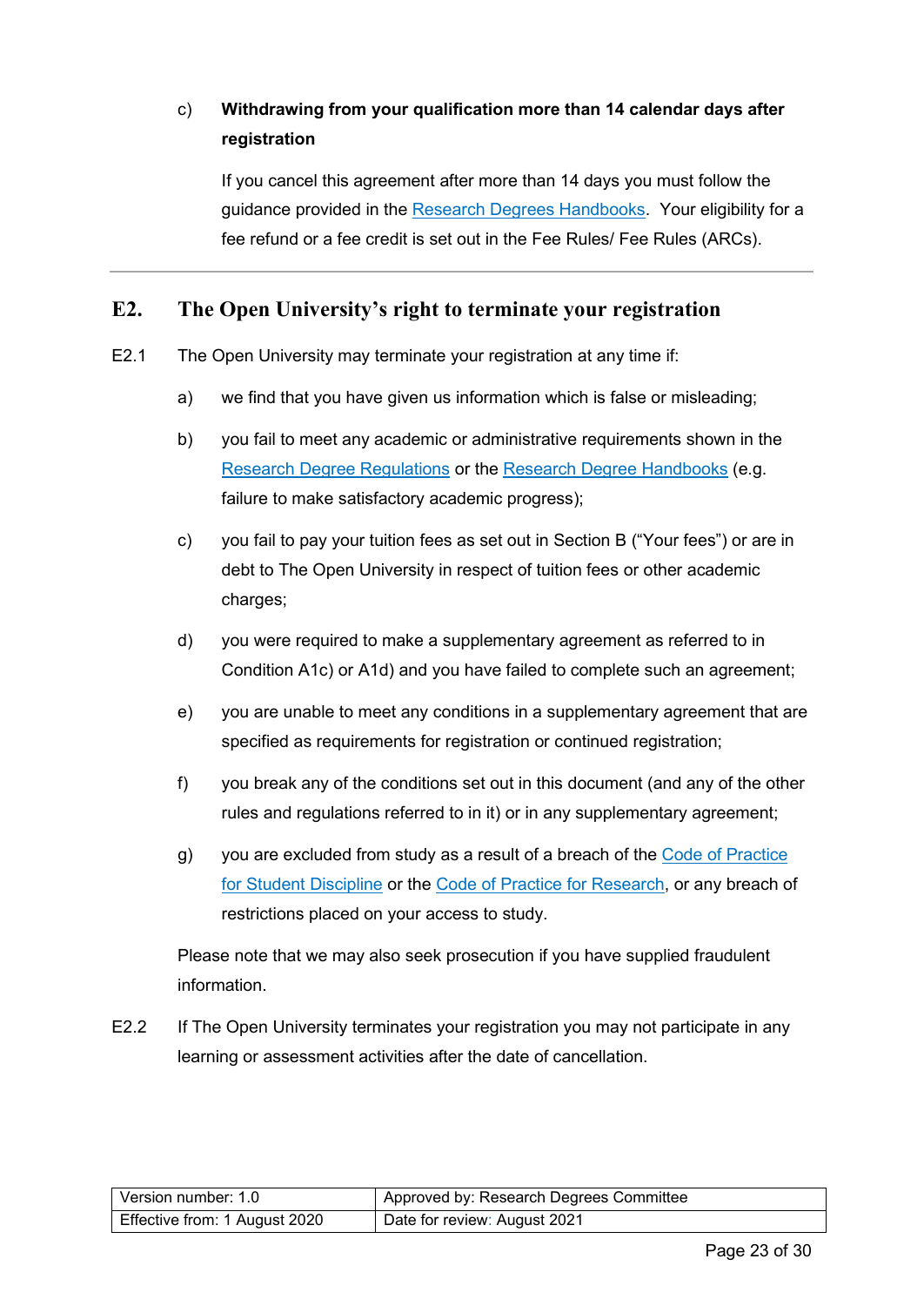c) **Withdrawing from your qualification more than 14 calendar days after registration**

If you cancel this agreement after more than 14 days you must follow the guidance provided in the Research Degrees Handbooks. Your eligibility for a fee refund or a fee credit is set out in the Fee Rules/ Fee Rules (ARCs).

---

## E2. The Open University's right to terminate your registration

E2.1 The Open University may terminate your registration at any time if:

a) we find that you have given us information which is false or misleading;

b) you fail to meet any academic or administrative requirements shown in the Research Degree Regulations or the Research Degree Handbooks (e.g. failure to make satisfactory academic progress);

c) you fail to pay your tuition fees as set out in Section B ("Your fees") or are in debt to The Open University in respect of tuition fees or other academic charges;

d) you were required to make a supplementary agreement as referred to in Condition A1c) or A1d) and you have failed to complete such an agreement;

e) you are unable to meet any conditions in a supplementary agreement that are specified as requirements for registration or continued registration;

f) you break any of the conditions set out in this document (and any of the other rules and regulations referred to in it) or in any supplementary agreement;

g) you are excluded from study as a result of a breach of the Code of Practice for Student Discipline or the Code of Practice for Research, or any breach of restrictions placed on your access to study.

Please note that we may also seek prosecution if you have supplied fraudulent information.

E2.2 If The Open University terminates your registration you may not participate in any learning or assessment activities after the date of cancellation.

| Version number: 1.0 | Approved by: Research Degrees Committee |
|---|---|
| Effective from: 1 August 2020 | Date for review: August 2021 |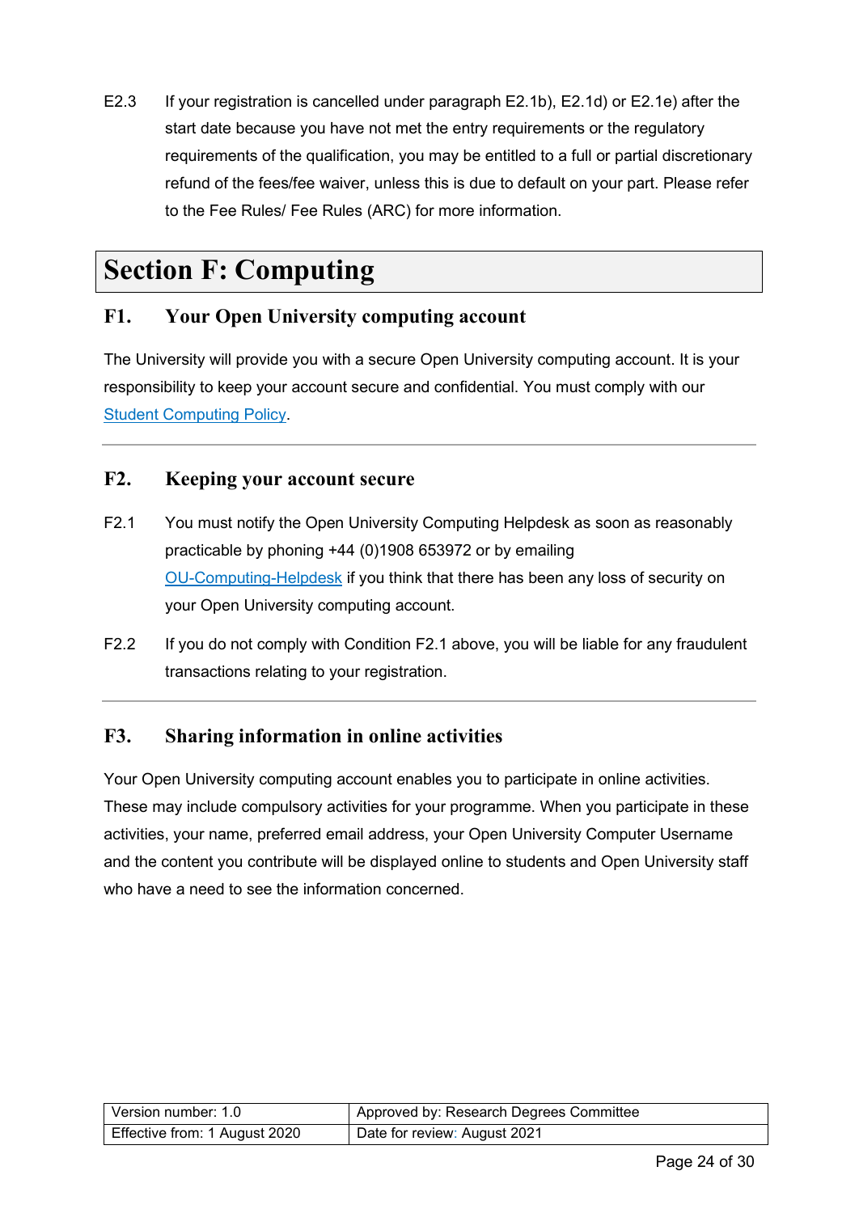E2.3 If your registration is cancelled under paragraph E2.1b), E2.1d) or E2.1e) after the start date because you have not met the entry requirements or the regulatory requirements of the qualification, you may be entitled to a full or partial discretionary refund of the fees/fee waiver, unless this is due to default on your part. Please refer to the Fee Rules/ Fee Rules (ARC) for more information.

# Section F: Computing

## F1. Your Open University computing account

The University will provide you with a secure Open University computing account. It is your responsibility to keep your account secure and confidential. You must comply with our [Student Computing Policy](Student Computing Policy).

---

## F2. Keeping your account secure

F2.1 You must notify the Open University Computing Helpdesk as soon as reasonably practicable by phoning +44 (0)1908 653972 or by emailing [OU-Computing-Helpdesk](OU-Computing-Helpdesk) if you think that there has been any loss of security on your Open University computing account.

F2.2 If you do not comply with Condition F2.1 above, you will be liable for any fraudulent transactions relating to your registration.

---

## F3. Sharing information in online activities

Your Open University computing account enables you to participate in online activities. These may include compulsory activities for your programme. When you participate in these activities, your name, preferred email address, your Open University Computer Username and the content you contribute will be displayed online to students and Open University staff who have a need to see the information concerned.

| Version number: 1.0 | Approved by: Research Degrees Committee |
| --- | --- |
| Effective from: 1 August 2020 | Date for review: August 2021 |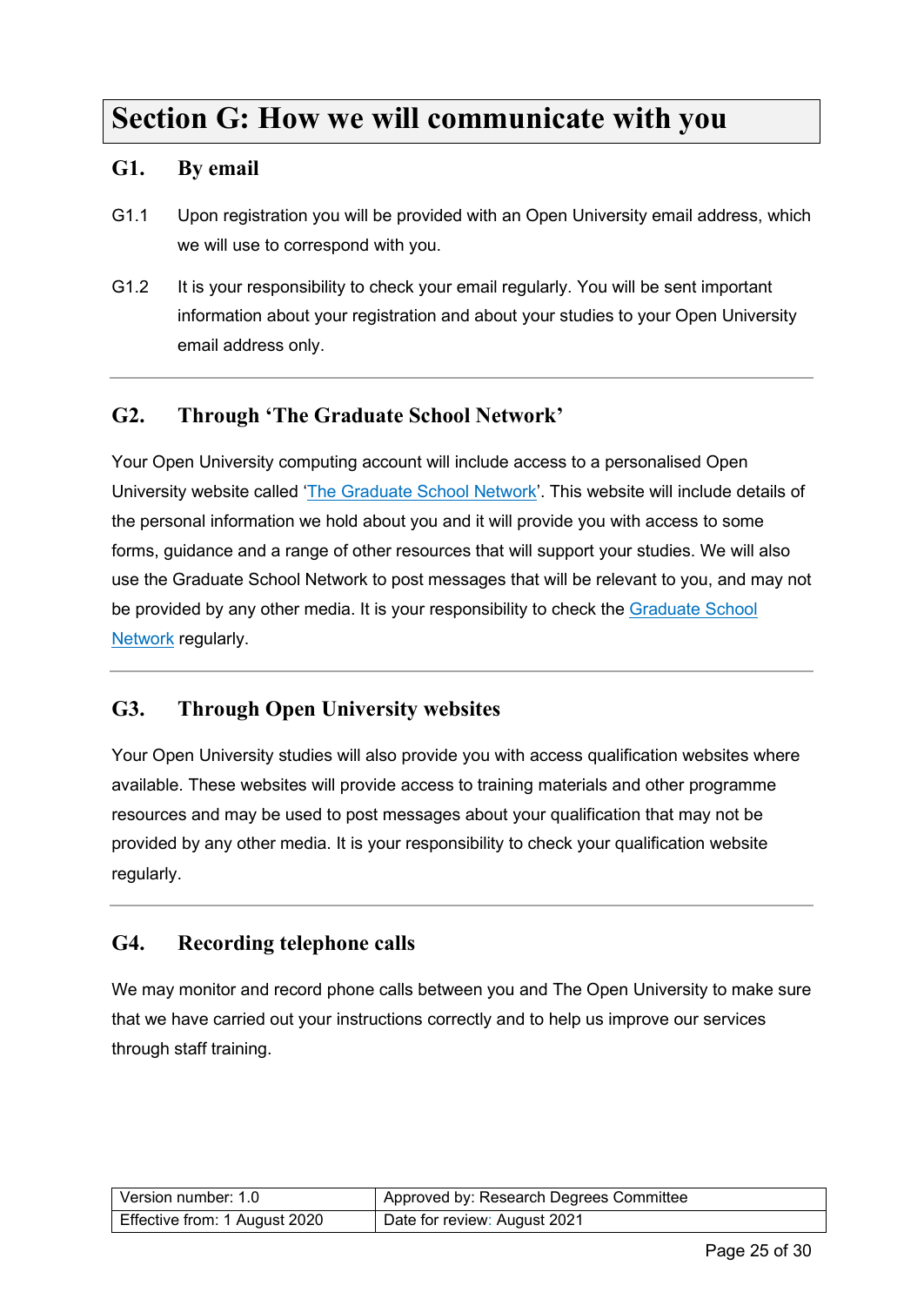# Section G: How we will communicate with you

## G1. By email

G1.1 Upon registration you will be provided with an Open University email address, which we will use to correspond with you.

G1.2 It is your responsibility to check your email regularly. You will be sent important information about your registration and about your studies to your Open University email address only.

---

## G2. Through 'The Graduate School Network'

Your Open University computing account will include access to a personalised Open University website called 'The Graduate School Network'. This website will include details of the personal information we hold about you and it will provide you with access to some forms, guidance and a range of other resources that will support your studies. We will also use the Graduate School Network to post messages that will be relevant to you, and may not be provided by any other media. It is your responsibility to check the Graduate School Network regularly.

---

## G3. Through Open University websites

Your Open University studies will also provide you with access qualification websites where available. These websites will provide access to training materials and other programme resources and may be used to post messages about your qualification that may not be provided by any other media. It is your responsibility to check your qualification website regularly.

---

## G4. Recording telephone calls

We may monitor and record phone calls between you and The Open University to make sure that we have carried out your instructions correctly and to help us improve our services through staff training.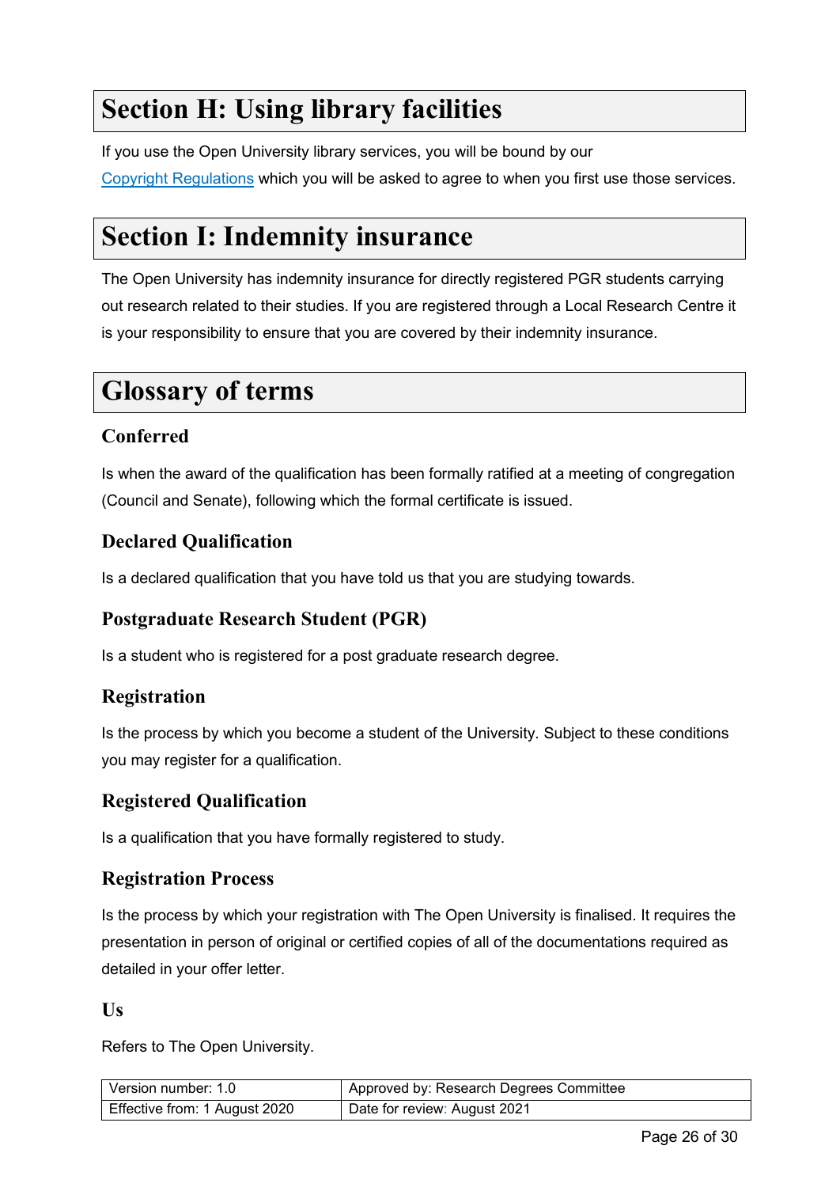# Section H: Using library facilities

If you use the Open University library services, you will be bound by our Copyright Regulations which you will be asked to agree to when you first use those services.

# Section I: Indemnity insurance

The Open University has indemnity insurance for directly registered PGR students carrying out research related to their studies. If you are registered through a Local Research Centre it is your responsibility to ensure that you are covered by their indemnity insurance.

# Glossary of terms

## Conferred

Is when the award of the qualification has been formally ratified at a meeting of congregation (Council and Senate), following which the formal certificate is issued.

## Declared Qualification

Is a declared qualification that you have told us that you are studying towards.

## Postgraduate Research Student (PGR)

Is a student who is registered for a post graduate research degree.

## Registration

Is the process by which you become a student of the University. Subject to these conditions you may register for a qualification.

## Registered Qualification

Is a qualification that you have formally registered to study.

## Registration Process

Is the process by which your registration with The Open University is finalised. It requires the presentation in person of original or certified copies of all of the documentations required as detailed in your offer letter.

## Us

Refers to The Open University.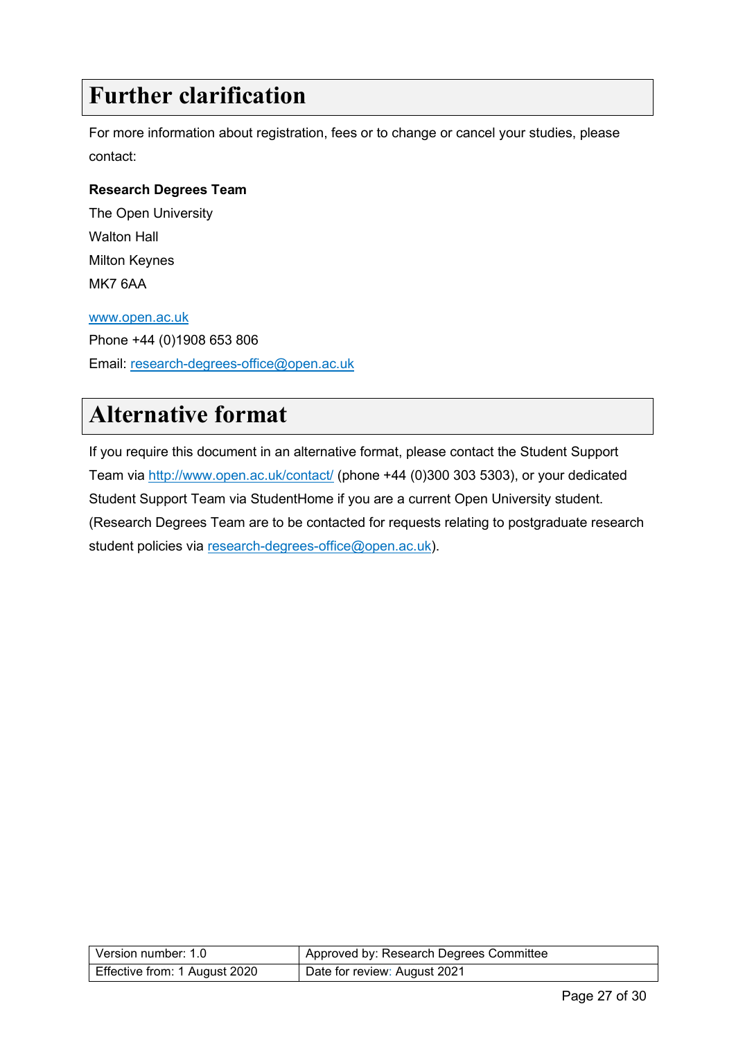# Further clarification

For more information about registration, fees or to change or cancel your studies, please contact:

**Research Degrees Team**
The Open University
Walton Hall
Milton Keynes
MK7 6AA

www.open.ac.uk
Phone +44 (0)1908 653 806
Email: research-degrees-office@open.ac.uk

# Alternative format

If you require this document in an alternative format, please contact the Student Support Team via http://www.open.ac.uk/contact/ (phone +44 (0)300 303 5303), or your dedicated Student Support Team via StudentHome if you are a current Open University student. (Research Degrees Team are to be contacted for requests relating to postgraduate research student policies via research-degrees-office@open.ac.uk).

| Version number: 1.0 | Approved by: Research Degrees Committee |
|---|---|
| Effective from: 1 August 2020 | Date for review: August 2021 |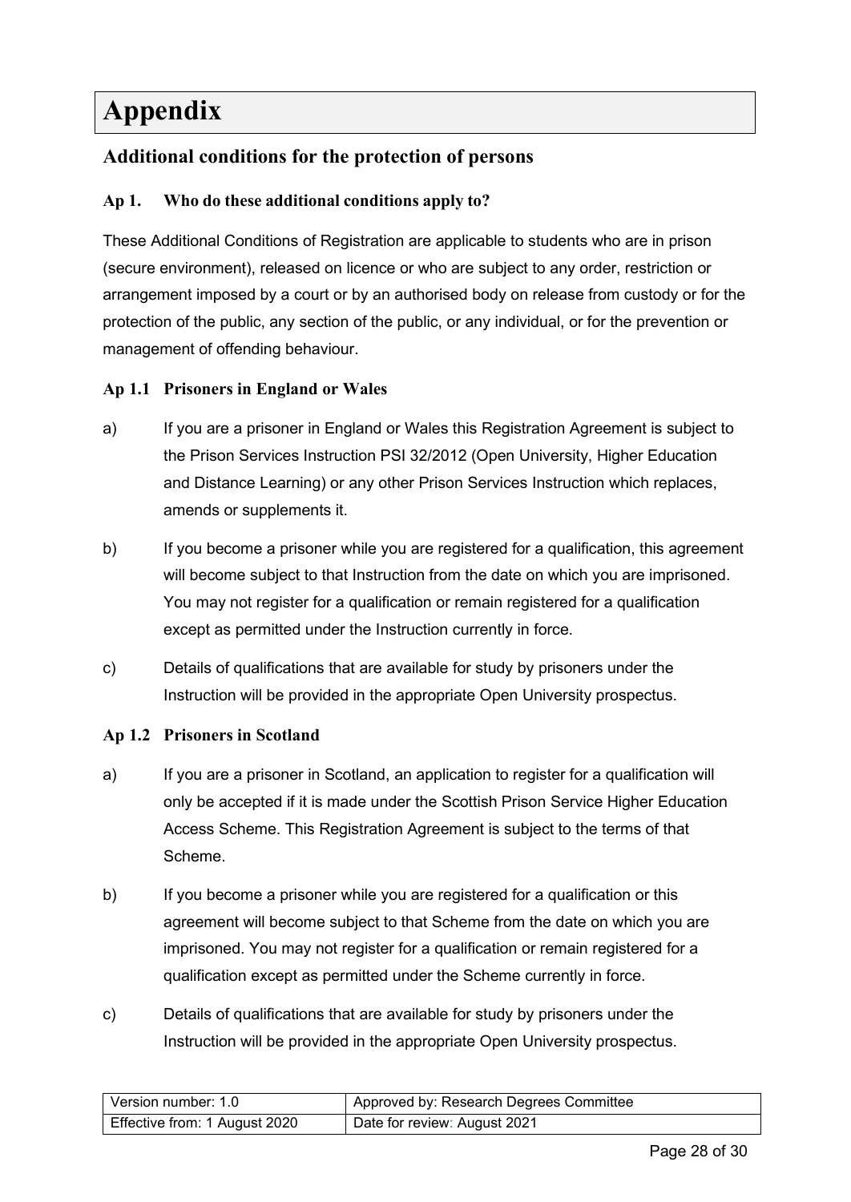# Appendix

## Additional conditions for the protection of persons

### Ap 1. Who do these additional conditions apply to?

These Additional Conditions of Registration are applicable to students who are in prison (secure environment), released on licence or who are subject to any order, restriction or arrangement imposed by a court or by an authorised body on release from custody or for the protection of the public, any section of the public, or any individual, or for the prevention or management of offending behaviour.

### Ap 1.1 Prisoners in England or Wales

a) If you are a prisoner in England or Wales this Registration Agreement is subject to the Prison Services Instruction PSI 32/2012 (Open University, Higher Education and Distance Learning) or any other Prison Services Instruction which replaces, amends or supplements it.

b) If you become a prisoner while you are registered for a qualification, this agreement will become subject to that Instruction from the date on which you are imprisoned. You may not register for a qualification or remain registered for a qualification except as permitted under the Instruction currently in force.

c) Details of qualifications that are available for study by prisoners under the Instruction will be provided in the appropriate Open University prospectus.

### Ap 1.2 Prisoners in Scotland

a) If you are a prisoner in Scotland, an application to register for a qualification will only be accepted if it is made under the Scottish Prison Service Higher Education Access Scheme. This Registration Agreement is subject to the terms of that Scheme.

b) If you become a prisoner while you are registered for a qualification or this agreement will become subject to that Scheme from the date on which you are imprisoned. You may not register for a qualification or remain registered for a qualification except as permitted under the Scheme currently in force.

c) Details of qualifications that are available for study by prisoners under the Instruction will be provided in the appropriate Open University prospectus.

| Version number: 1.0 | Approved by: Research Degrees Committee |
|---|---|
| Effective from: 1 August 2020 | Date for review: August 2021 |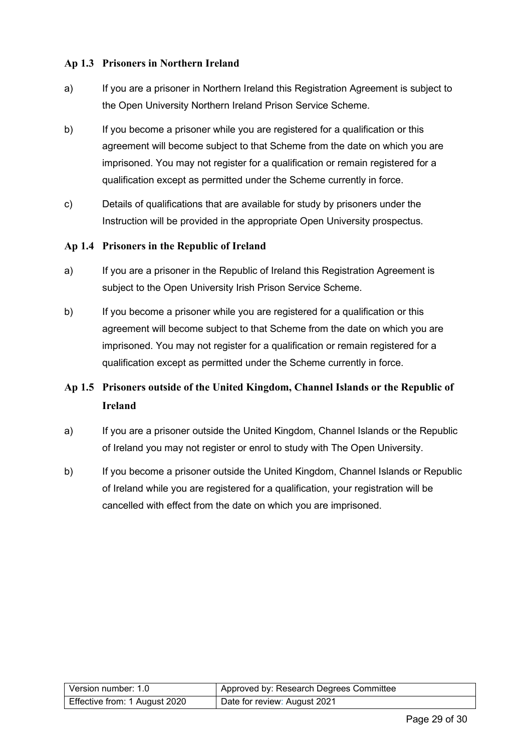### Ap 1.3 Prisoners in Northern Ireland

a) If you are a prisoner in Northern Ireland this Registration Agreement is subject to the Open University Northern Ireland Prison Service Scheme.

b) If you become a prisoner while you are registered for a qualification or this agreement will become subject to that Scheme from the date on which you are imprisoned. You may not register for a qualification or remain registered for a qualification except as permitted under the Scheme currently in force.

c) Details of qualifications that are available for study by prisoners under the Instruction will be provided in the appropriate Open University prospectus.

### Ap 1.4 Prisoners in the Republic of Ireland

a) If you are a prisoner in the Republic of Ireland this Registration Agreement is subject to the Open University Irish Prison Service Scheme.

b) If you become a prisoner while you are registered for a qualification or this agreement will become subject to that Scheme from the date on which you are imprisoned. You may not register for a qualification or remain registered for a qualification except as permitted under the Scheme currently in force.

### Ap 1.5 Prisoners outside of the United Kingdom, Channel Islands or the Republic of Ireland

a) If you are a prisoner outside the United Kingdom, Channel Islands or the Republic of Ireland you may not register or enrol to study with The Open University.

b) If you become a prisoner outside the United Kingdom, Channel Islands or Republic of Ireland while you are registered for a qualification, your registration will be cancelled with effect from the date on which you are imprisoned.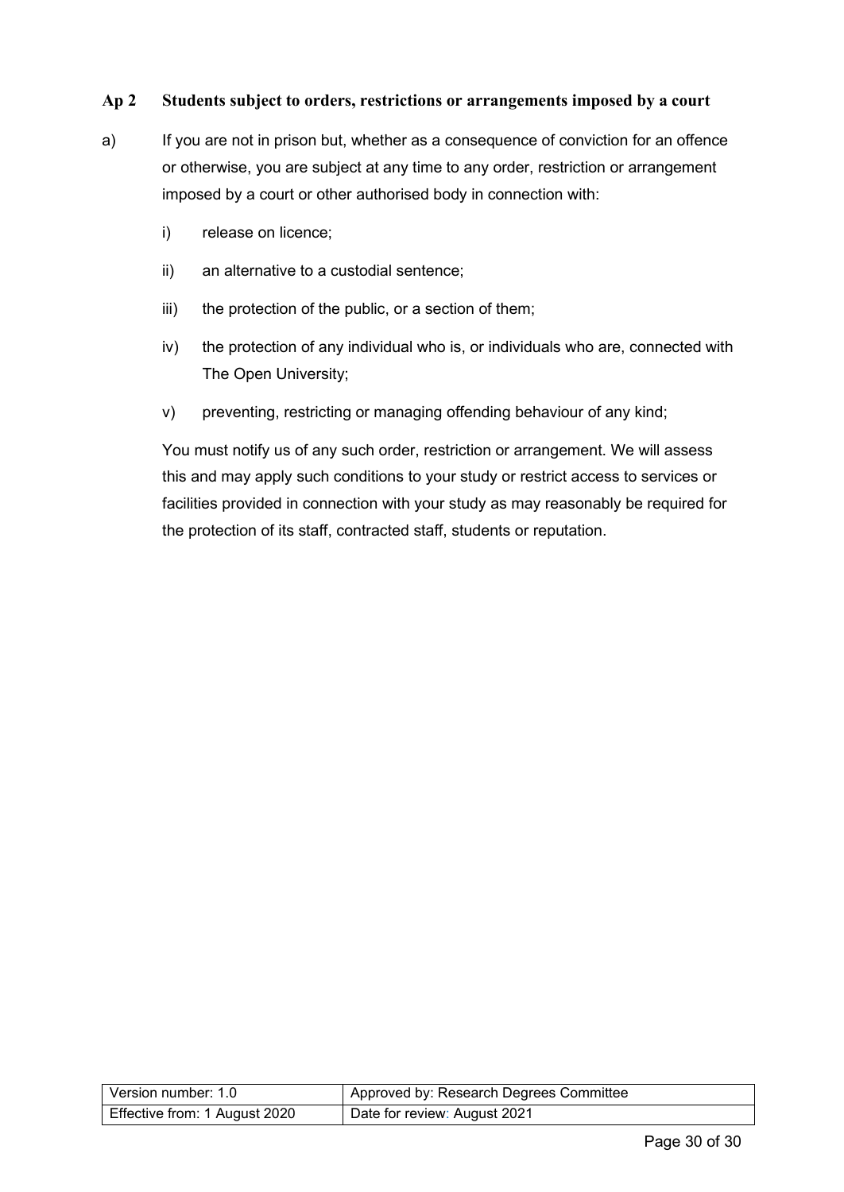## Ap 2 Students subject to orders, restrictions or arrangements imposed by a court

a) If you are not in prison but, whether as a consequence of conviction for an offence or otherwise, you are subject at any time to any order, restriction or arrangement imposed by a court or other authorised body in connection with:

   i) release on licence;

   ii) an alternative to a custodial sentence;

   iii) the protection of the public, or a section of them;

   iv) the protection of any individual who is, or individuals who are, connected with The Open University;

   v) preventing, restricting or managing offending behaviour of any kind;

   You must notify us of any such order, restriction or arrangement. We will assess this and may apply such conditions to your study or restrict access to services or facilities provided in connection with your study as may reasonably be required for the protection of its staff, contracted staff, students or reputation.